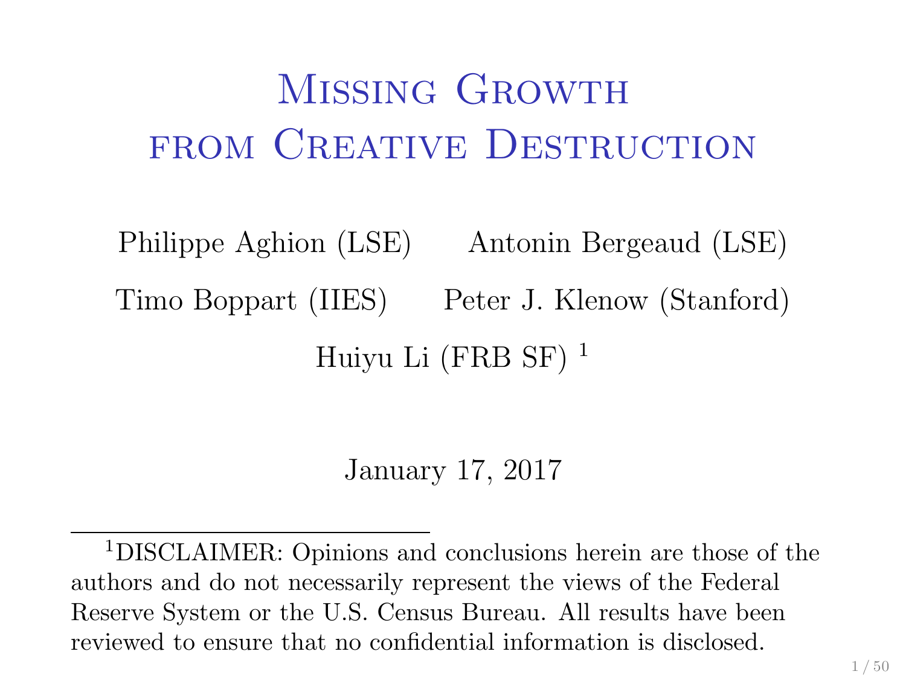# Missing Growth from Creative Destruction

Philippe Aghion (LSE) Antonin Bergeaud (LSE)

Timo Boppart (IIES) Peter J. Klenow (Stanford)

Huiyu Li (FRB SF) [1]

January 17, 2017

[1] DISCLAIMER: Opinions and conclusions herein are those of the authors and do not necessarily represent the views of the Federal Reserve System or the U.S. Census Bureau. All results have been reviewed to ensure that no confidential information is disclosed.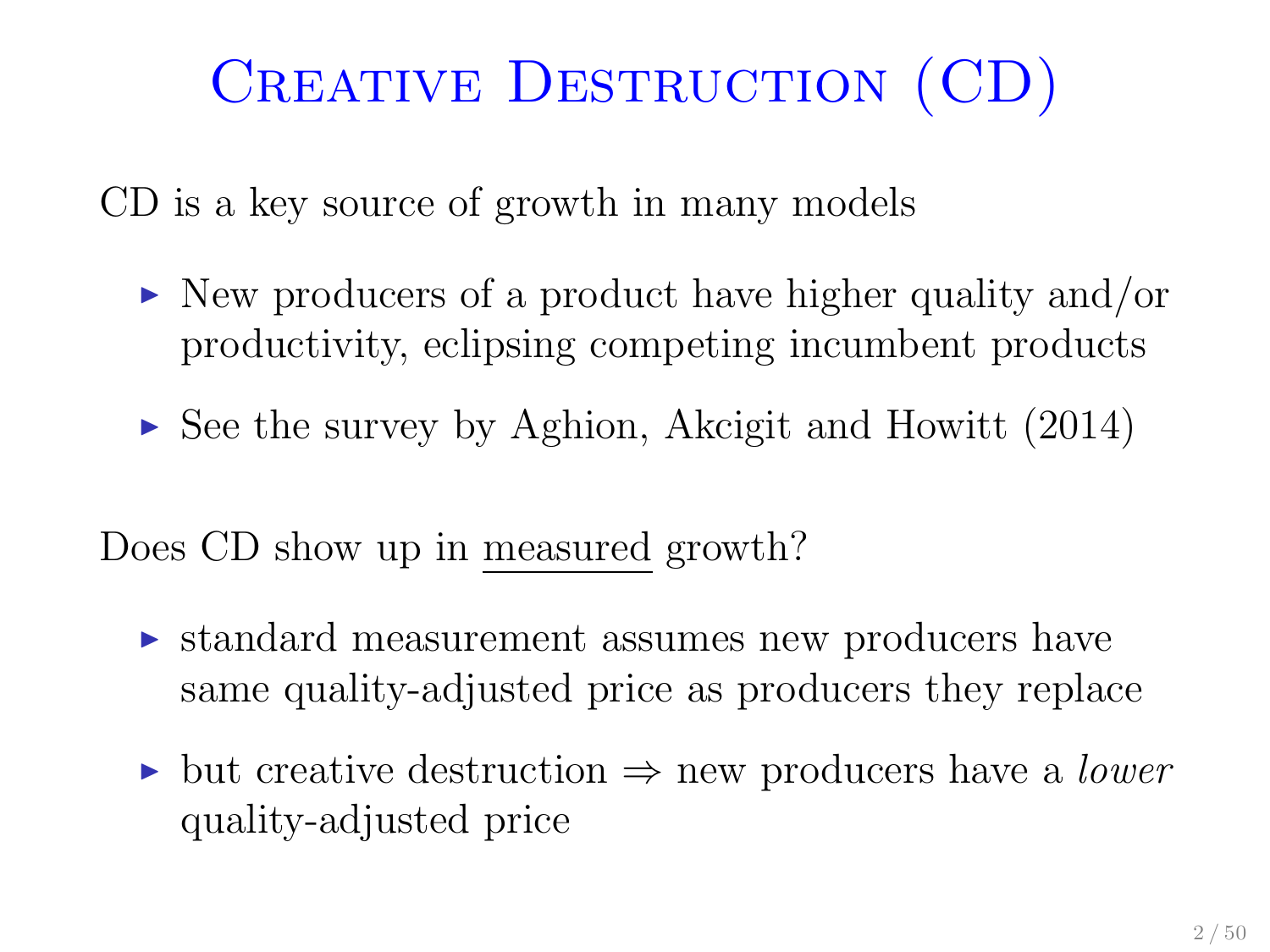# Creative Destruction (CD)

CD is a key source of growth in many models

- New producers of a product have higher quality and/or productivity, eclipsing competing incumbent products
- See the survey by Aghion, Akcigit and Howitt (2014)

Does CD show up in <u>measured</u> growth?

- standard measurement assumes new producers have same quality-adjusted price as producers they replace
- but creative destruction ⇒ new producers have a *lower* quality-adjusted price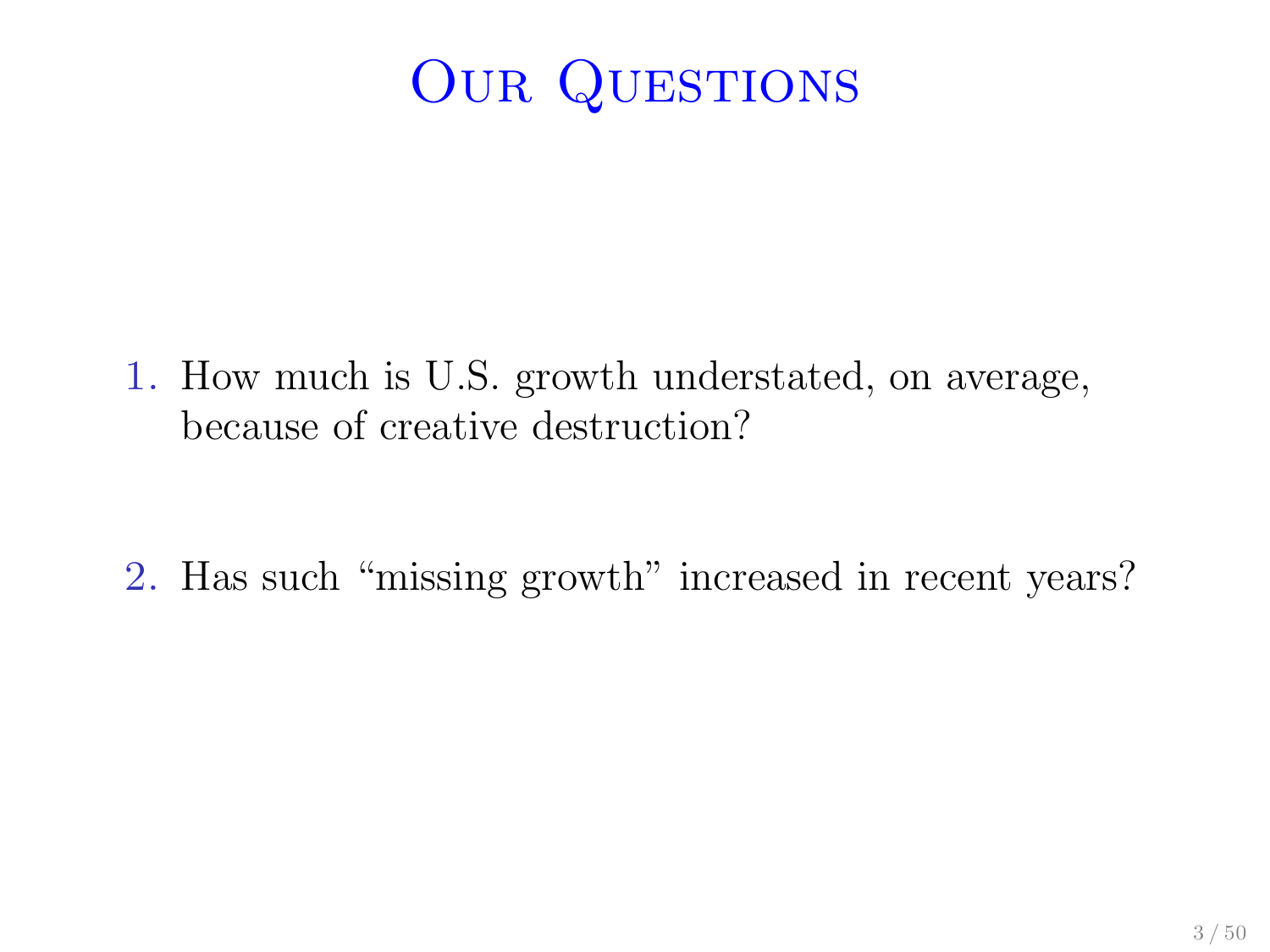# Our Questions

1. How much is U.S. growth understated, on average, because of creative destruction?

2. Has such “missing growth” increased in recent years?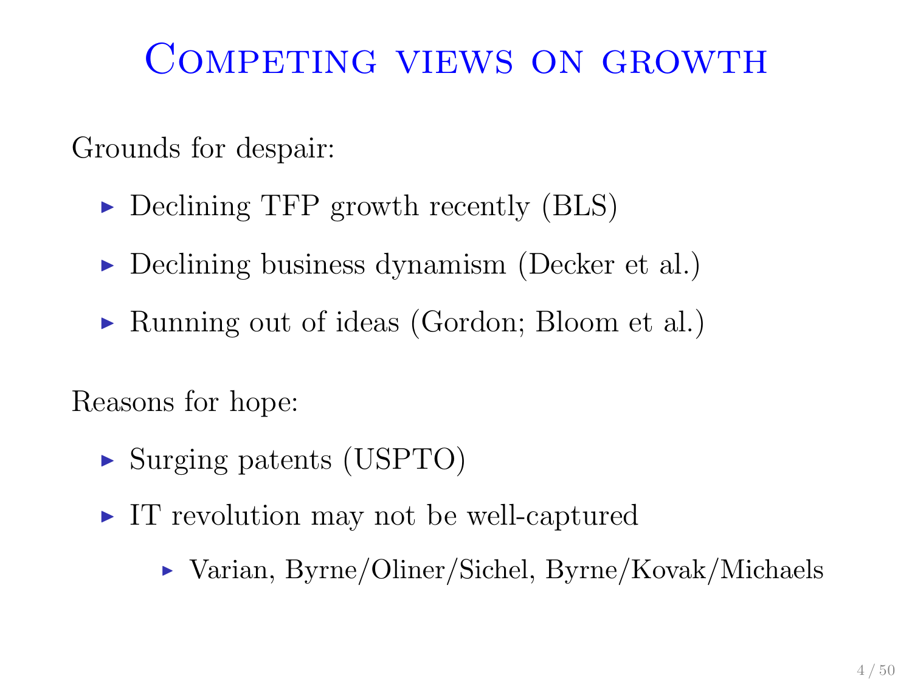# Competing views on growth

Grounds for despair:

- Declining TFP growth recently (BLS)
- Declining business dynamism (Decker et al.)
- Running out of ideas (Gordon; Bloom et al.)

Reasons for hope:

- Surging patents (USPTO)
- IT revolution may not be well-captured
  - Varian, Byrne/Oliner/Sichel, Byrne/Kovak/Michaels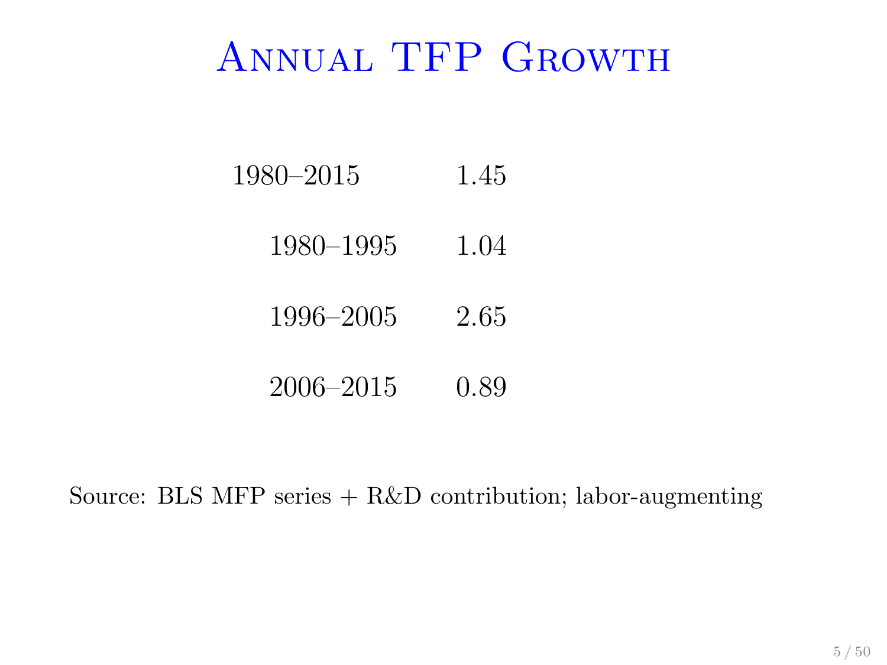# Annual TFP Growth

| Period | Growth |
|---|---|
| 1980–2015 | 1.45 |
| 1980–1995 | 1.04 |
| 1996–2005 | 2.65 |
| 2006–2015 | 0.89 |

Source: BLS MFP series + R&D contribution; labor-augmenting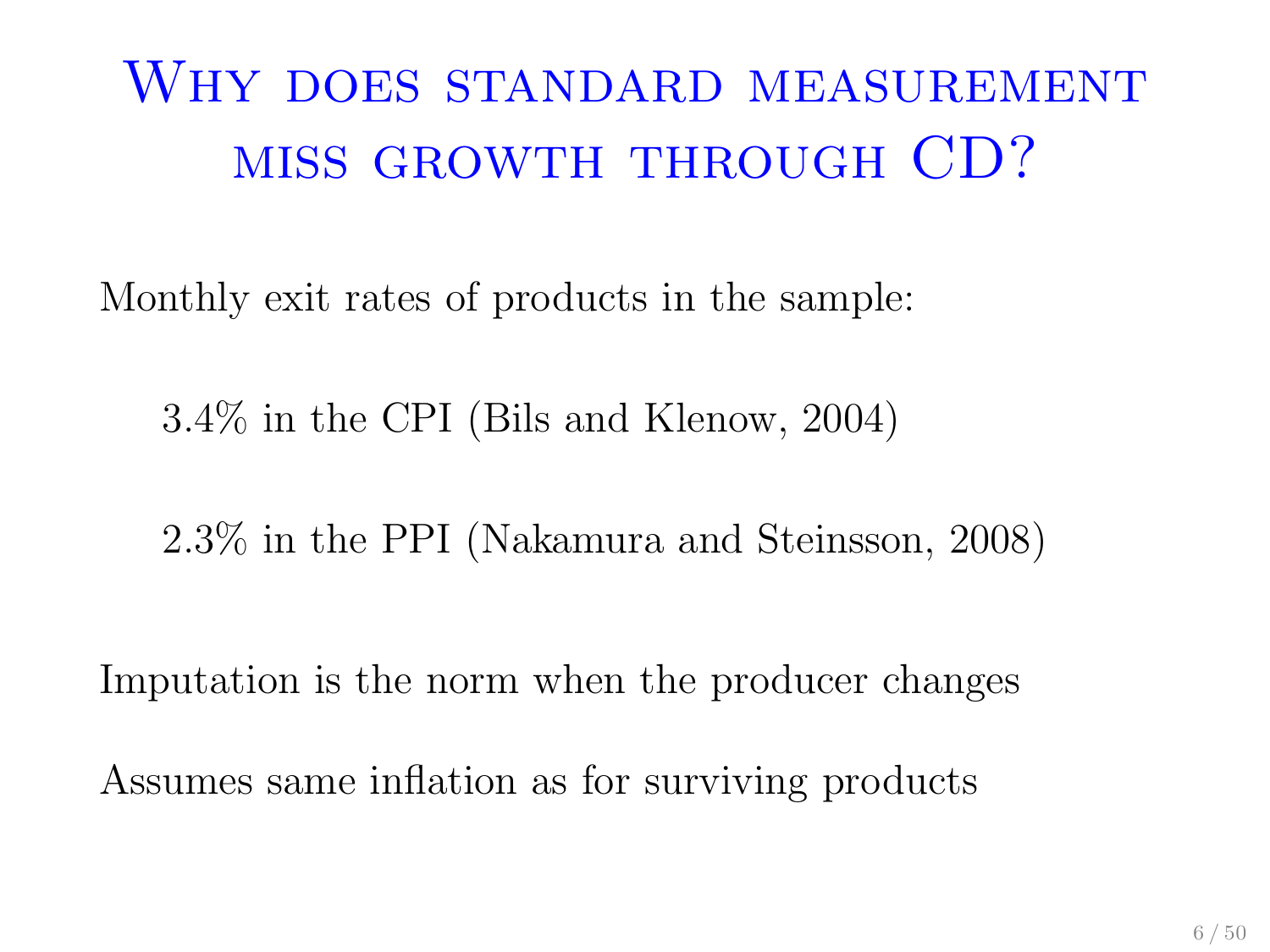# Why does standard measurement miss growth through CD?

Monthly exit rates of products in the sample:

3.4% in the CPI (Bils and Klenow, 2004)

2.3% in the PPI (Nakamura and Steinsson, 2008)

Imputation is the norm when the producer changes

Assumes same inflation as for surviving products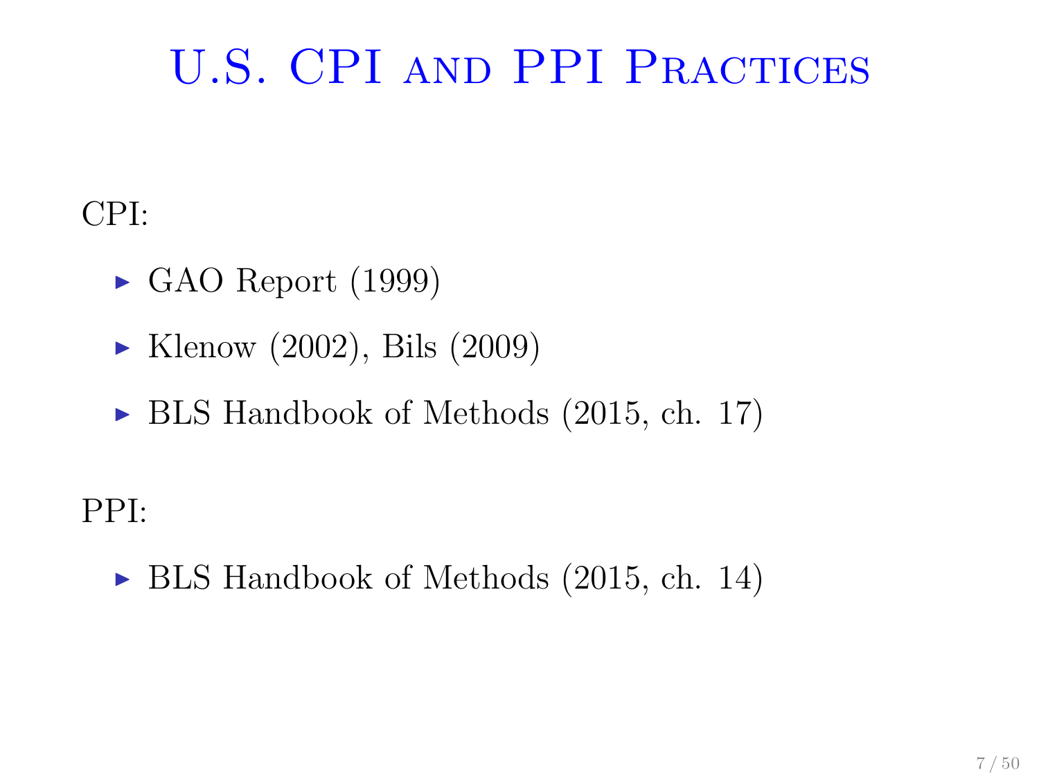# U.S. CPI and PPI Practices

CPI:

- GAO Report (1999)
- Klenow (2002), Bils (2009)
- BLS Handbook of Methods (2015, ch. 17)

PPI:

- BLS Handbook of Methods (2015, ch. 14)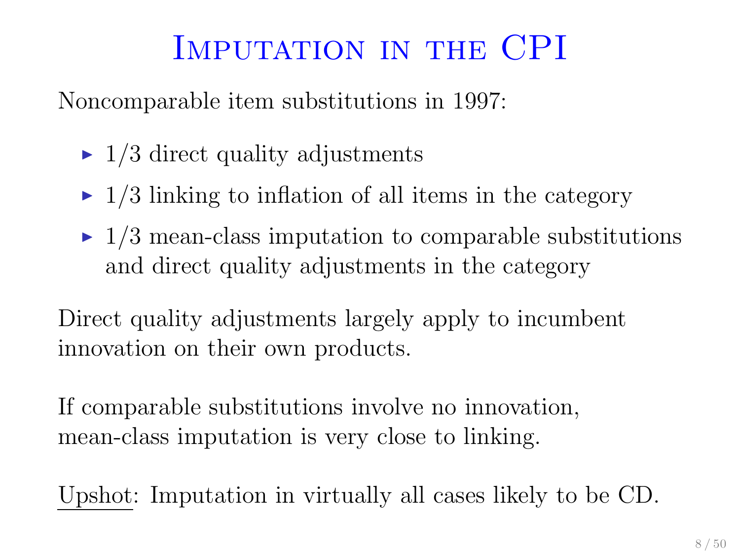# Imputation in the CPI

Noncomparable item substitutions in 1997:

- $1/3$ direct quality adjustments
- $1/3$ linking to inflation of all items in the category
- $1/3$ mean-class imputation to comparable substitutions and direct quality adjustments in the category

Direct quality adjustments largely apply to incumbent innovation on their own products.

If comparable substitutions involve no innovation, mean-class imputation is very close to linking.

Upshot: Imputation in virtually all cases likely to be CD.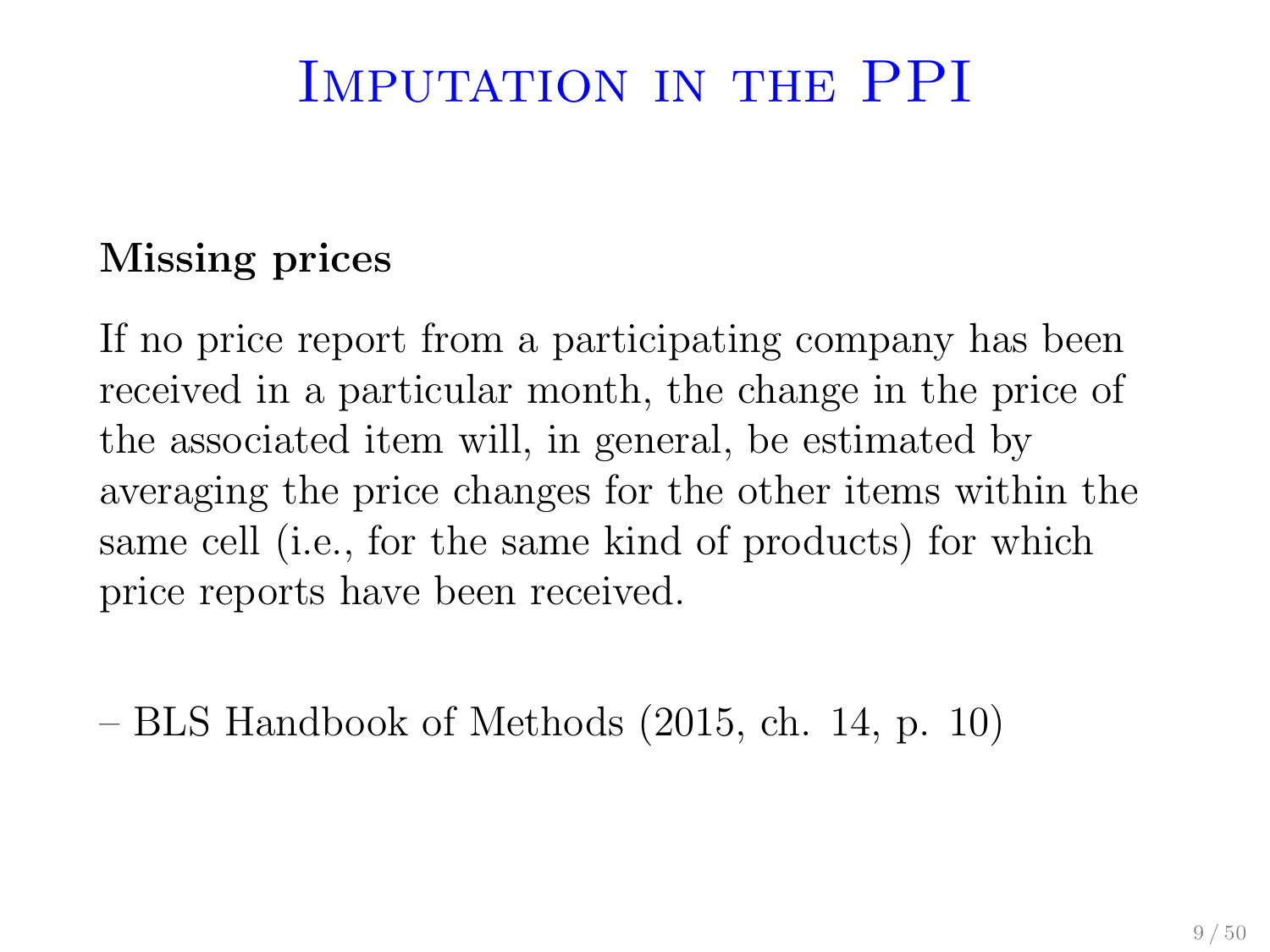# Imputation in the PPI

**Missing prices**

If no price report from a participating company has been received in a particular month, the change in the price of the associated item will, in general, be estimated by averaging the price changes for the other items within the same cell (i.e., for the same kind of products) for which price reports have been received.

– BLS Handbook of Methods (2015, ch. 14, p. 10)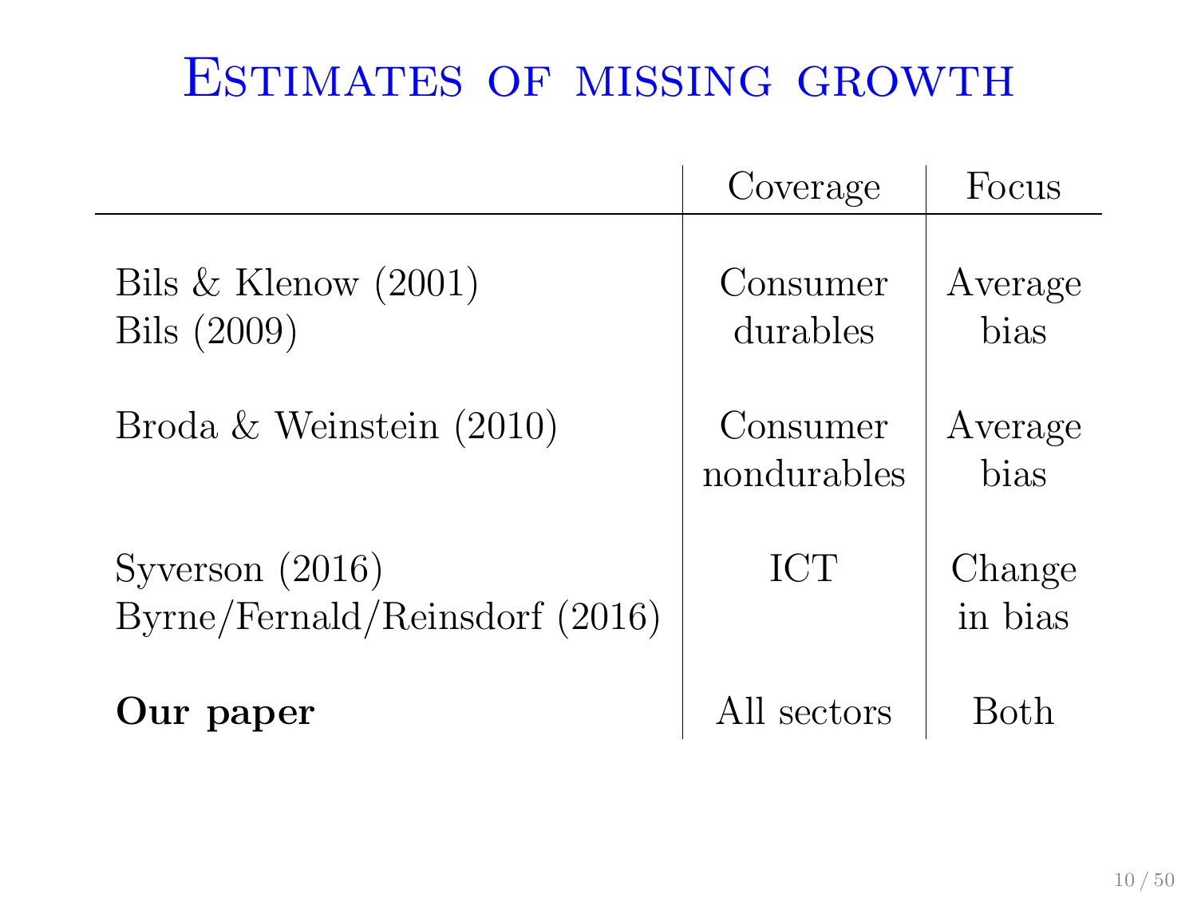# Estimates of missing growth

| | Coverage | Focus |
|---|---|---|
| Bils & Klenow (2001)<br>Bils (2009) | Consumer durables | Average bias |
| Broda & Weinstein (2010) | Consumer nondurables | Average bias |
| Syverson (2016)<br>Byrne/Fernald/Reinsdorf (2016) | ICT | Change in bias |
| **Our paper** | All sectors | Both |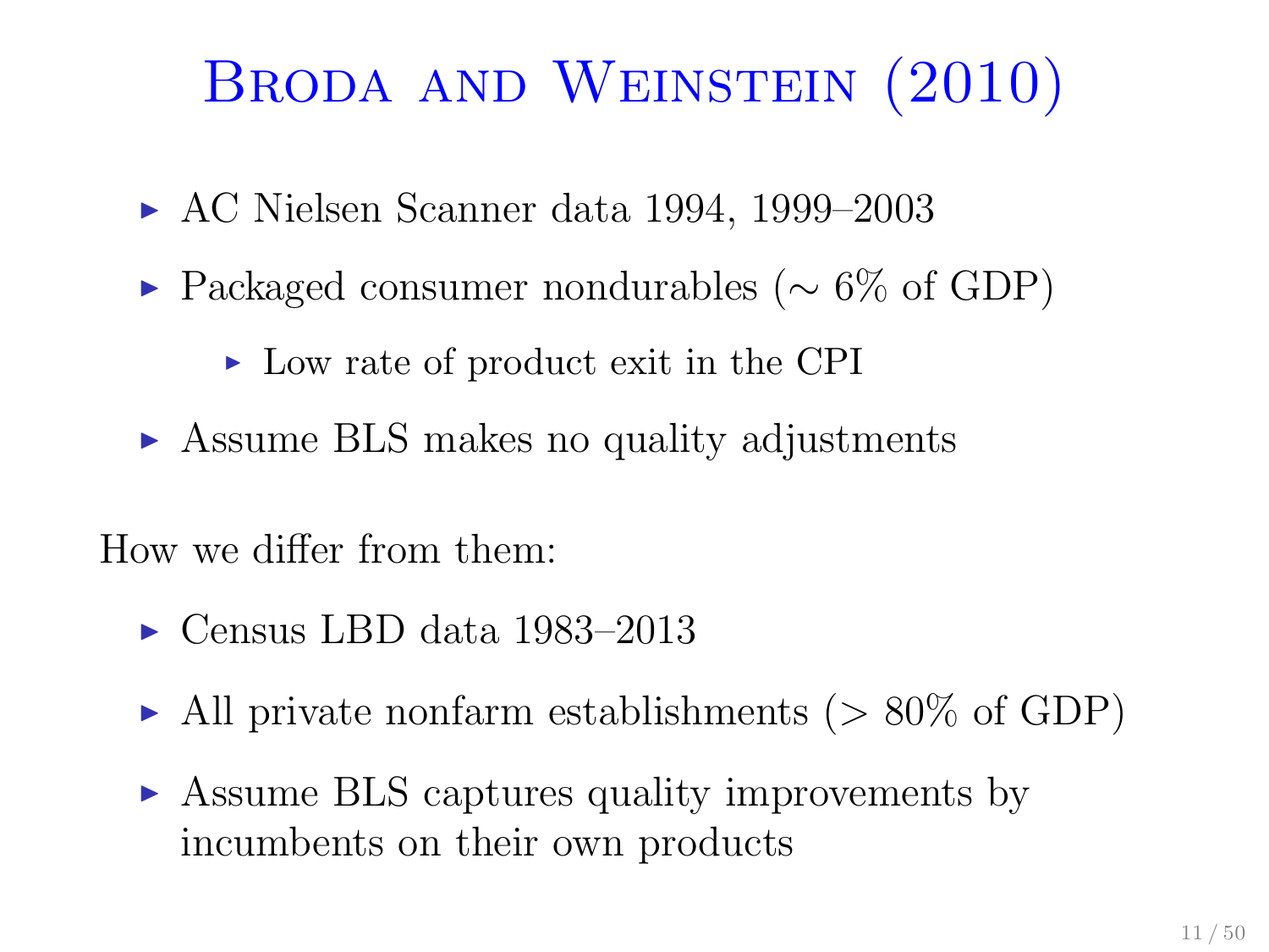# Broda and Weinstein (2010)

- AC Nielsen Scanner data 1994, 1999–2003
- Packaged consumer nondurables ($\sim$ 6% of GDP)
  - Low rate of product exit in the CPI
- Assume BLS makes no quality adjustments

How we differ from them:

- Census LBD data 1983–2013
- All private nonfarm establishments ($>$ 80% of GDP)
- Assume BLS captures quality improvements by incumbents on their own products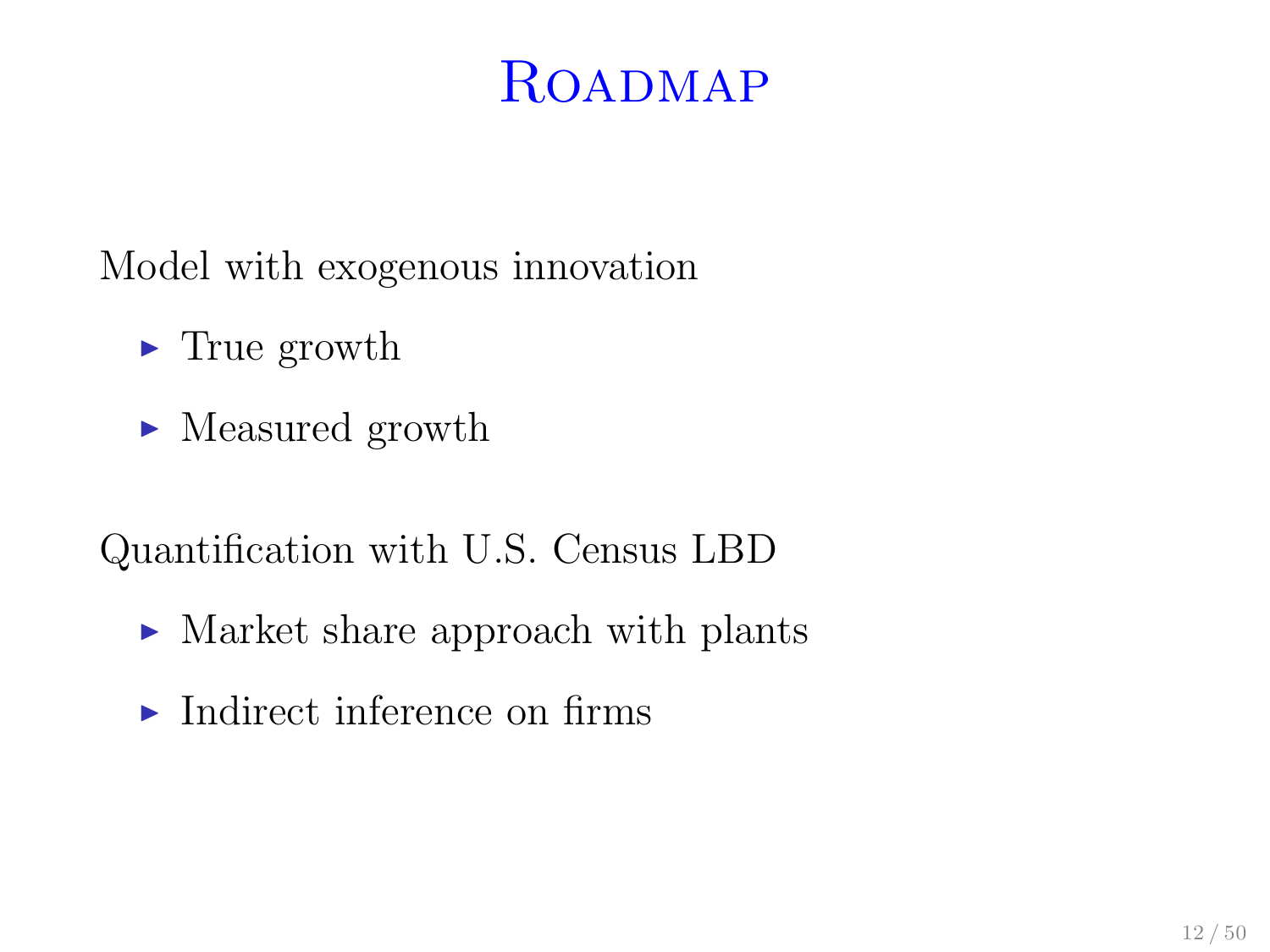# Roadmap

Model with exogenous innovation

- True growth
- Measured growth

Quantification with U.S. Census LBD

- Market share approach with plants
- Indirect inference on firms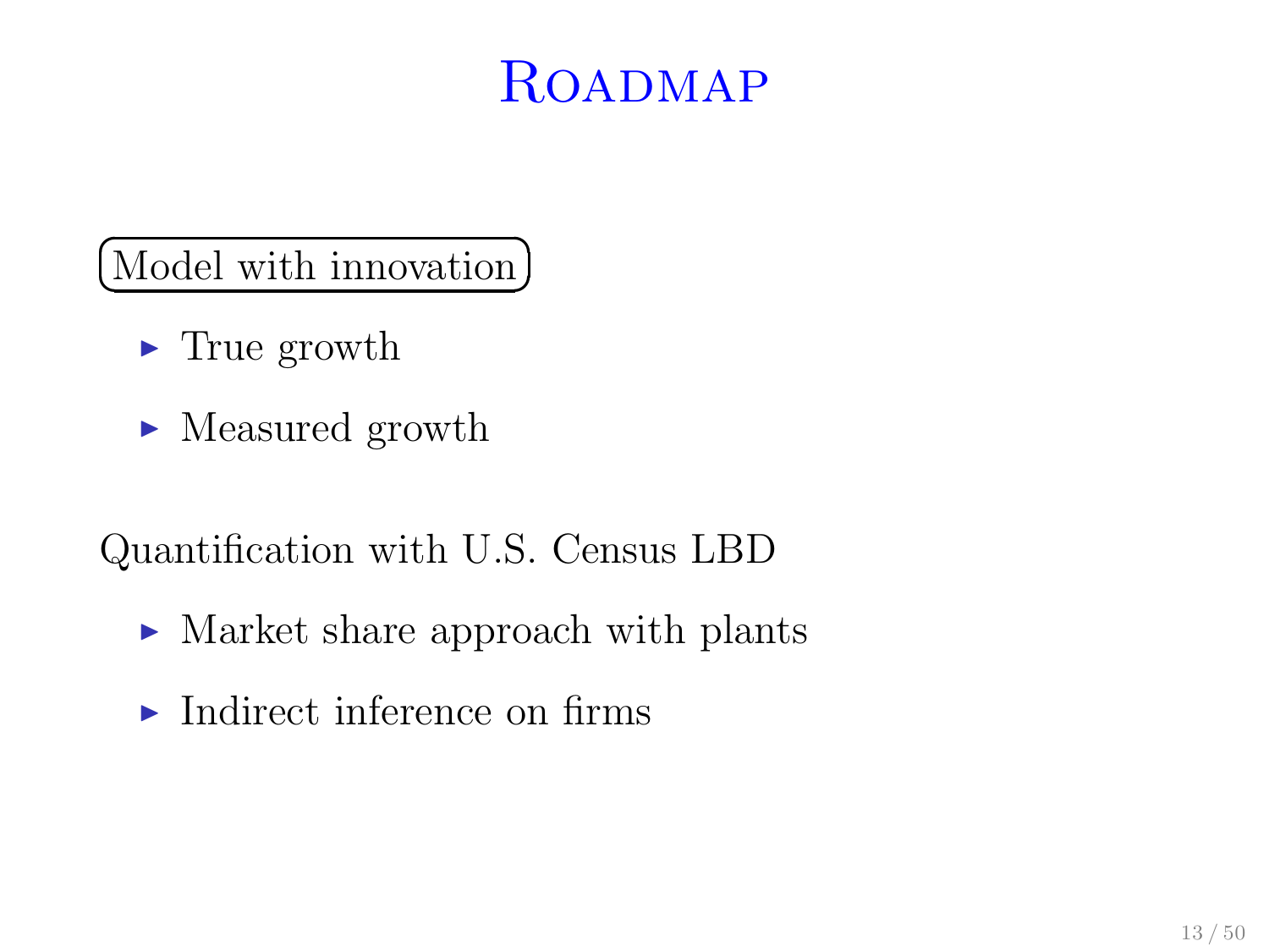# Roadmap

Model with innovation

- True growth
- Measured growth

Quantification with U.S. Census LBD

- Market share approach with plants
- Indirect inference on firms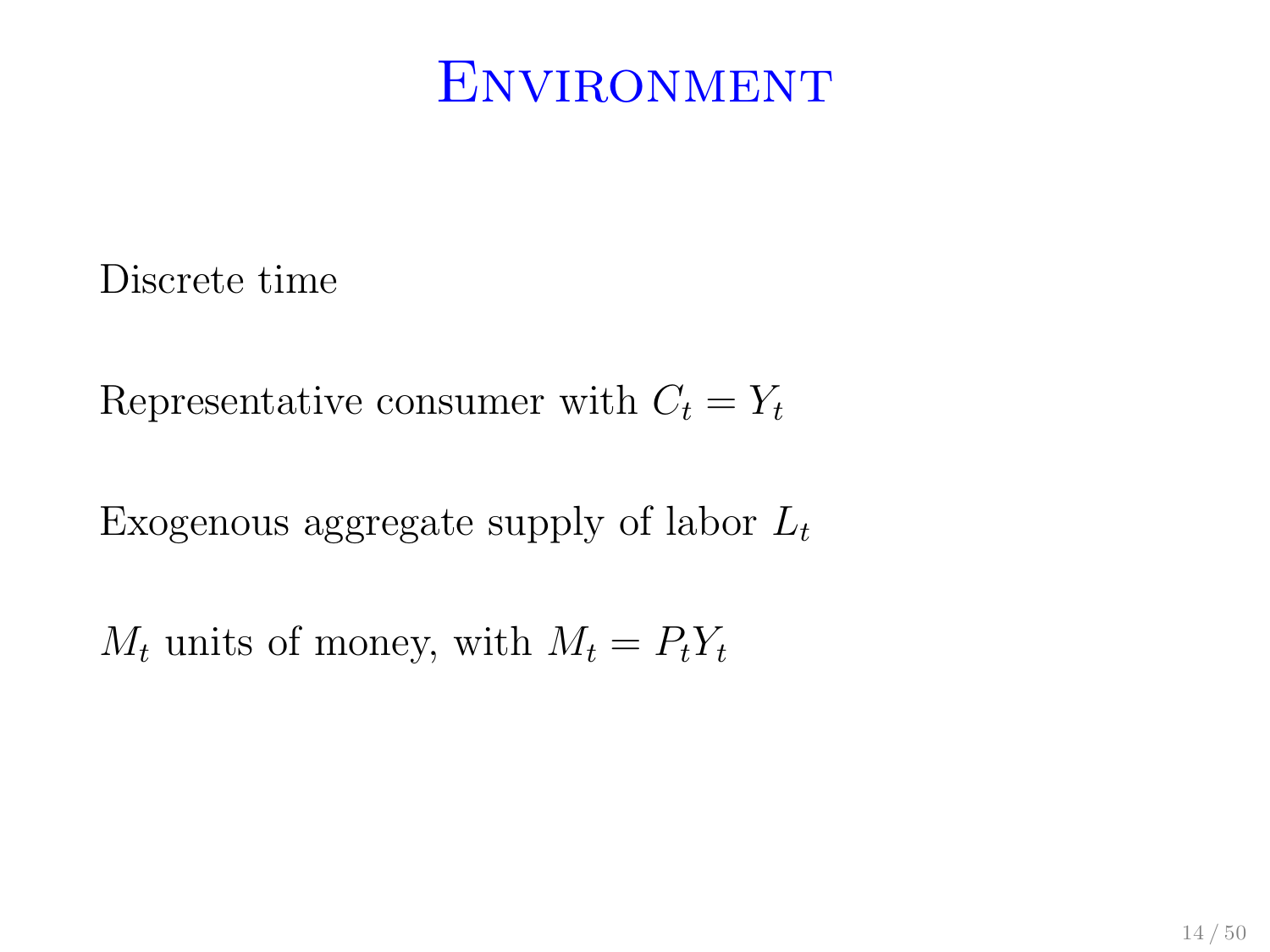# Environment

Discrete time

Representative consumer with $C_t = Y_t$

Exogenous aggregate supply of labor $L_t$

$M_t$ units of money, with $M_t = P_t Y_t$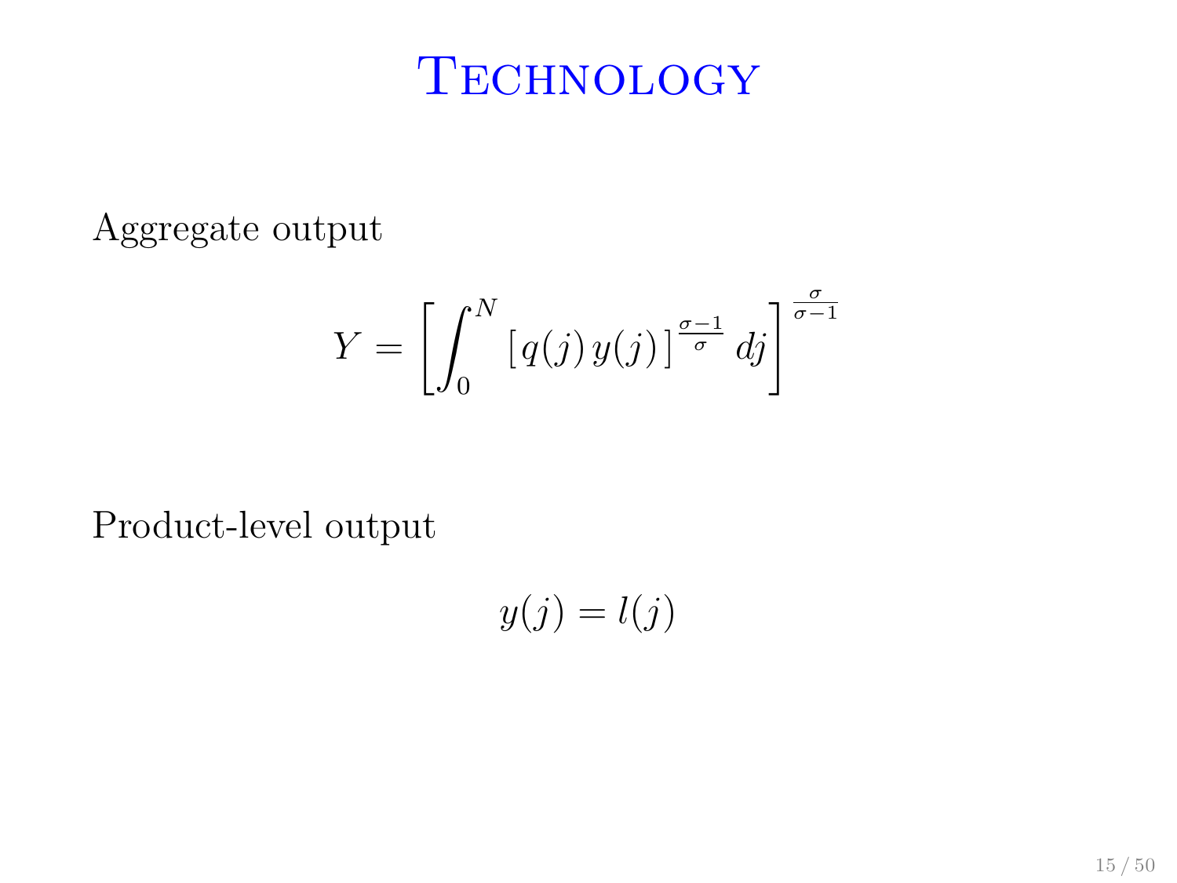# Technology

Aggregate output

$$Y = \left[ \int_0^N \left[ q(j) \, y(j) \right]^{\frac{\sigma-1}{\sigma}} dj \right]^{\frac{\sigma}{\sigma-1}}$$

Product-level output

$$y(j) = l(j)$$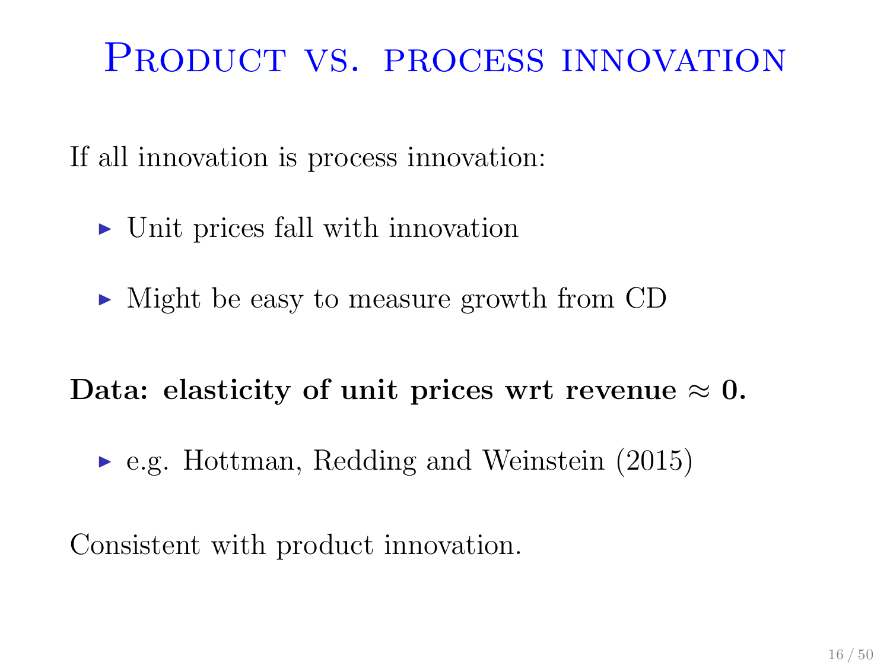# Product vs. process innovation

If all innovation is process innovation:

- Unit prices fall with innovation
- Might be easy to measure growth from CD

**Data: elasticity of unit prices wrt revenue $\approx$ 0.**

- e.g. Hottman, Redding and Weinstein (2015)

Consistent with product innovation.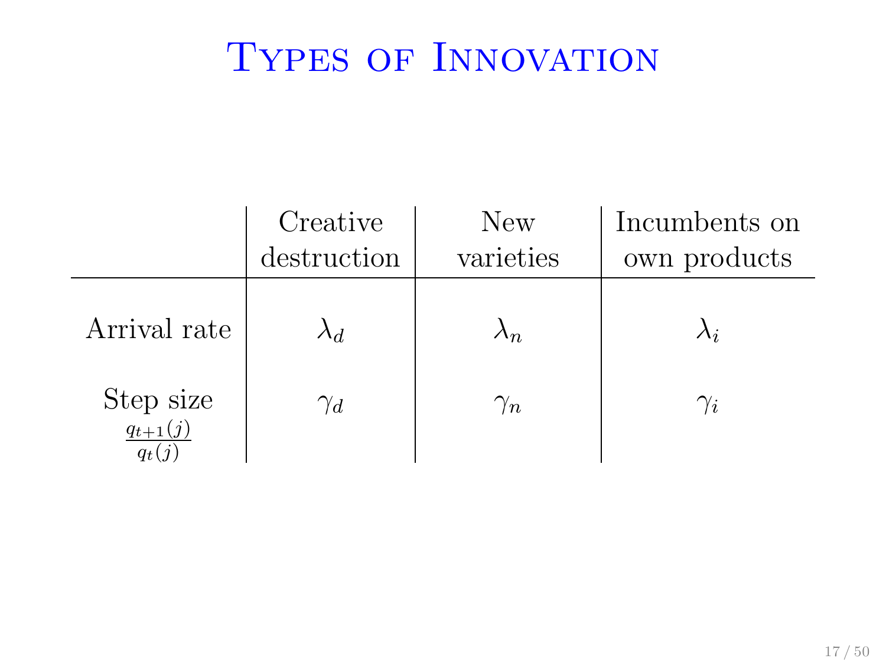# Types of Innovation

| | Creative destruction | New varieties | Incumbents on own products |
|---|---|---|---|
| Arrival rate | $\lambda_d$ | $\lambda_n$ | $\lambda_i$ |
| Step size $\frac{q_{t+1}(j)}{q_t(j)}$ | $\gamma_d$ | $\gamma_n$ | $\gamma_i$ |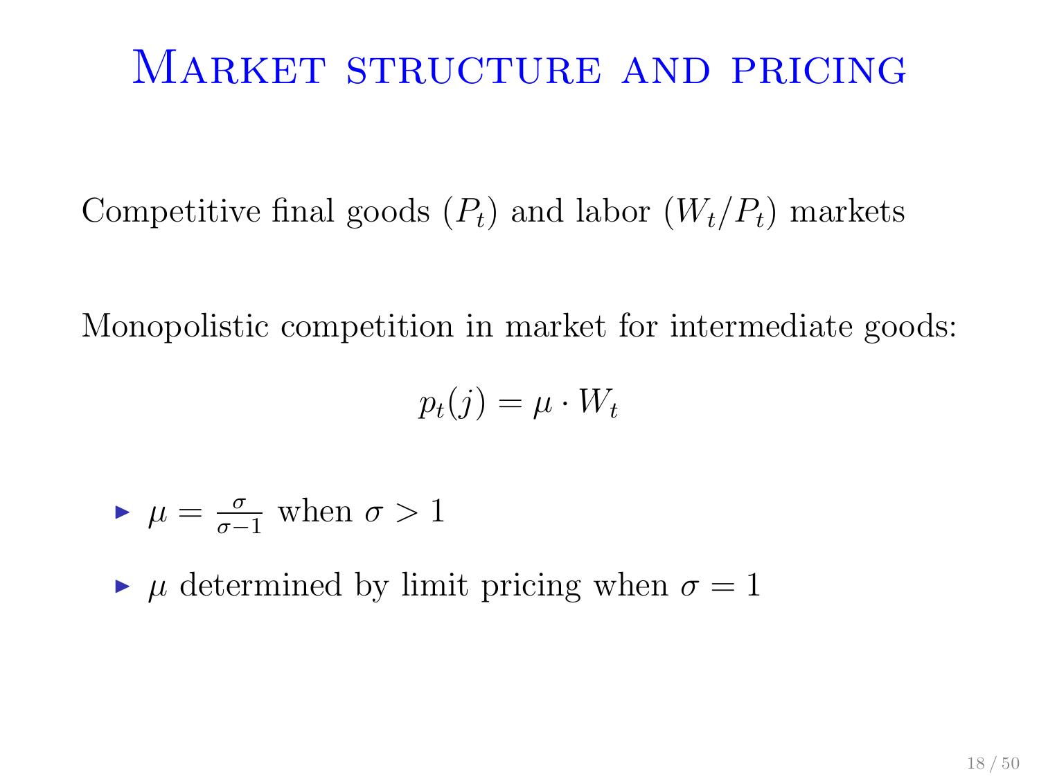# Market structure and pricing

Competitive final goods ($P_t$) and labor ($W_t/P_t$) markets

Monopolistic competition in market for intermediate goods:

$$p_t(j) = \mu \cdot W_t$$

- $\mu = \frac{\sigma}{\sigma - 1}$ when $\sigma > 1$
- $\mu$ determined by limit pricing when $\sigma = 1$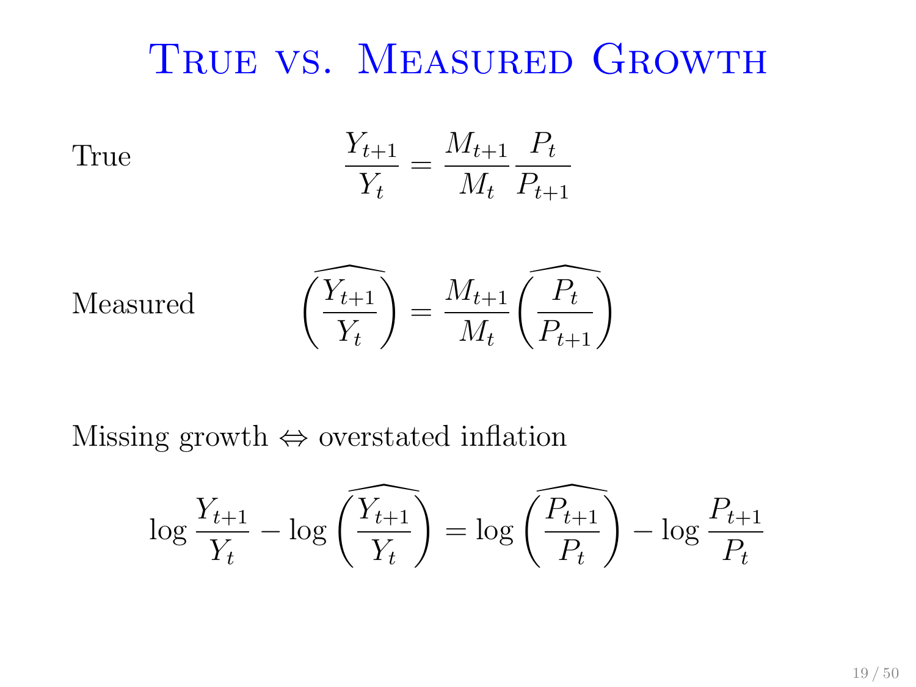# True vs. Measured Growth

True
$$\frac{Y_{t+1}}{Y_t} = \frac{M_{t+1}}{M_t}\frac{P_t}{P_{t+1}}$$

Measured
$$\widehat{\left(\frac{Y_{t+1}}{Y_t}\right)} = \frac{M_{t+1}}{M_t}\widehat{\left(\frac{P_t}{P_{t+1}}\right)}$$

Missing growth $\Leftrightarrow$ overstated inflation

$$\log\frac{Y_{t+1}}{Y_t} - \log\widehat{\left(\frac{Y_{t+1}}{Y_t}\right)} = \log\widehat{\left(\frac{P_{t+1}}{P_t}\right)} - \log\frac{P_{t+1}}{P_t}$$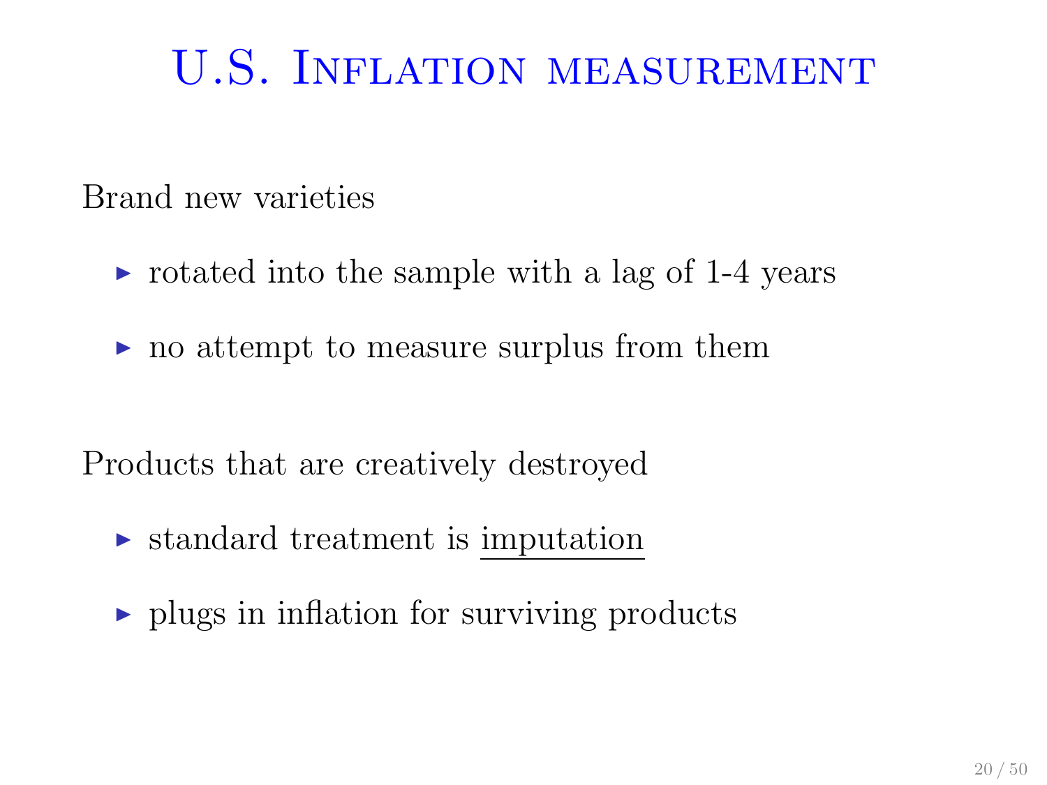# U.S. Inflation measurement

Brand new varieties

- rotated into the sample with a lag of 1-4 years
- no attempt to measure surplus from them

Products that are creatively destroyed

- standard treatment is <u>imputation</u>
- plugs in inflation for surviving products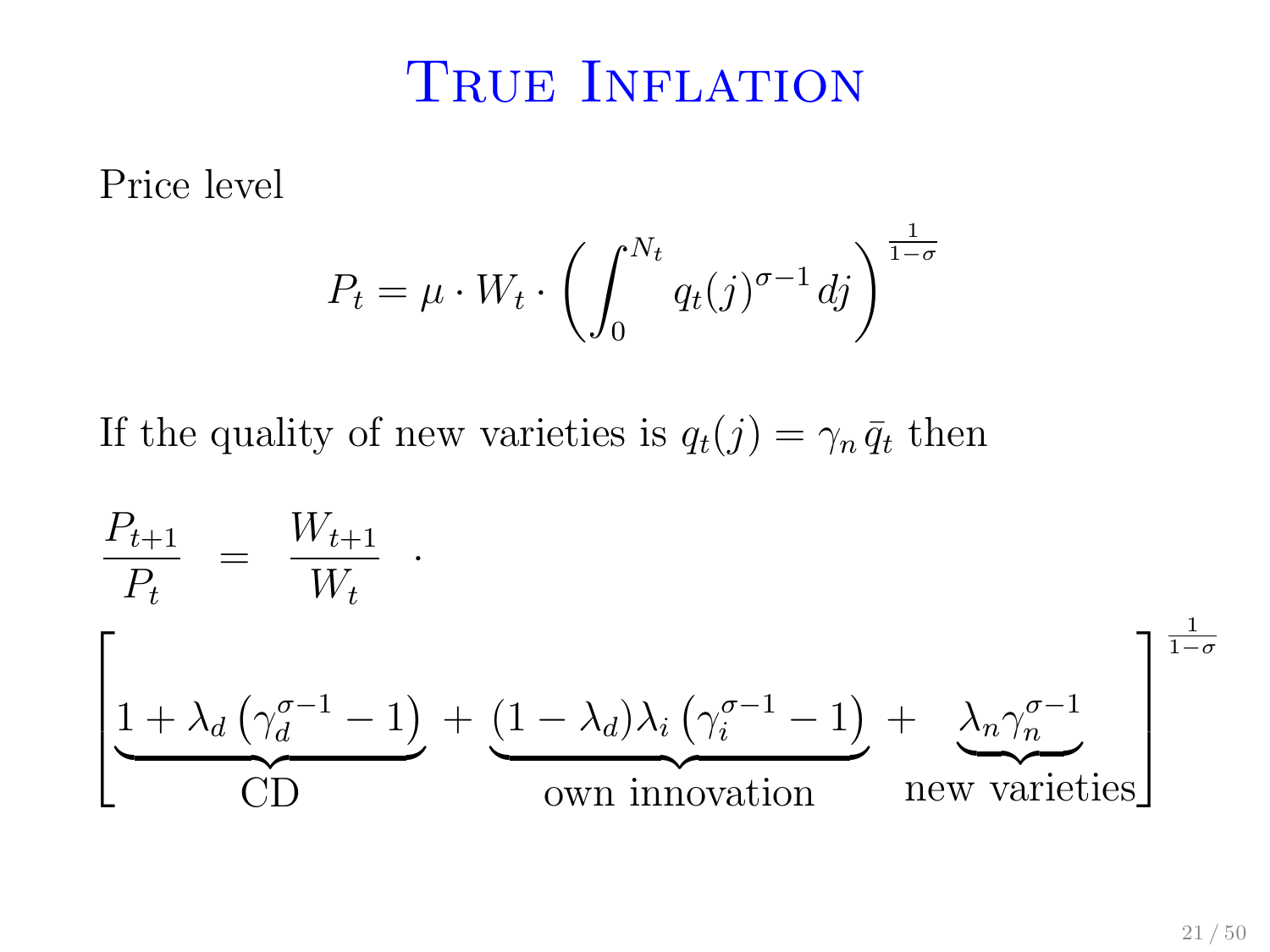# True Inflation

Price level

$$P_t = \mu \cdot W_t \cdot \left( \int_0^{N_t} q_t(j)^{\sigma-1} \, dj \right)^{\frac{1}{1-\sigma}}$$

If the quality of new varieties is $q_t(j) = \gamma_n \, \bar{q}_t$ then

$$\frac{P_{t+1}}{P_t} = \frac{W_{t+1}}{W_t} \cdot \left[ \underbrace{1 + \lambda_d \left( \gamma_d^{\sigma-1} - 1 \right)}_{\text{CD}} + \underbrace{(1-\lambda_d)\lambda_i \left( \gamma_i^{\sigma-1} - 1 \right)}_{\text{own innovation}} + \underbrace{\lambda_n \gamma_n^{\sigma-1}}_{\text{new varieties}} \right]^{\frac{1}{1-\sigma}}$$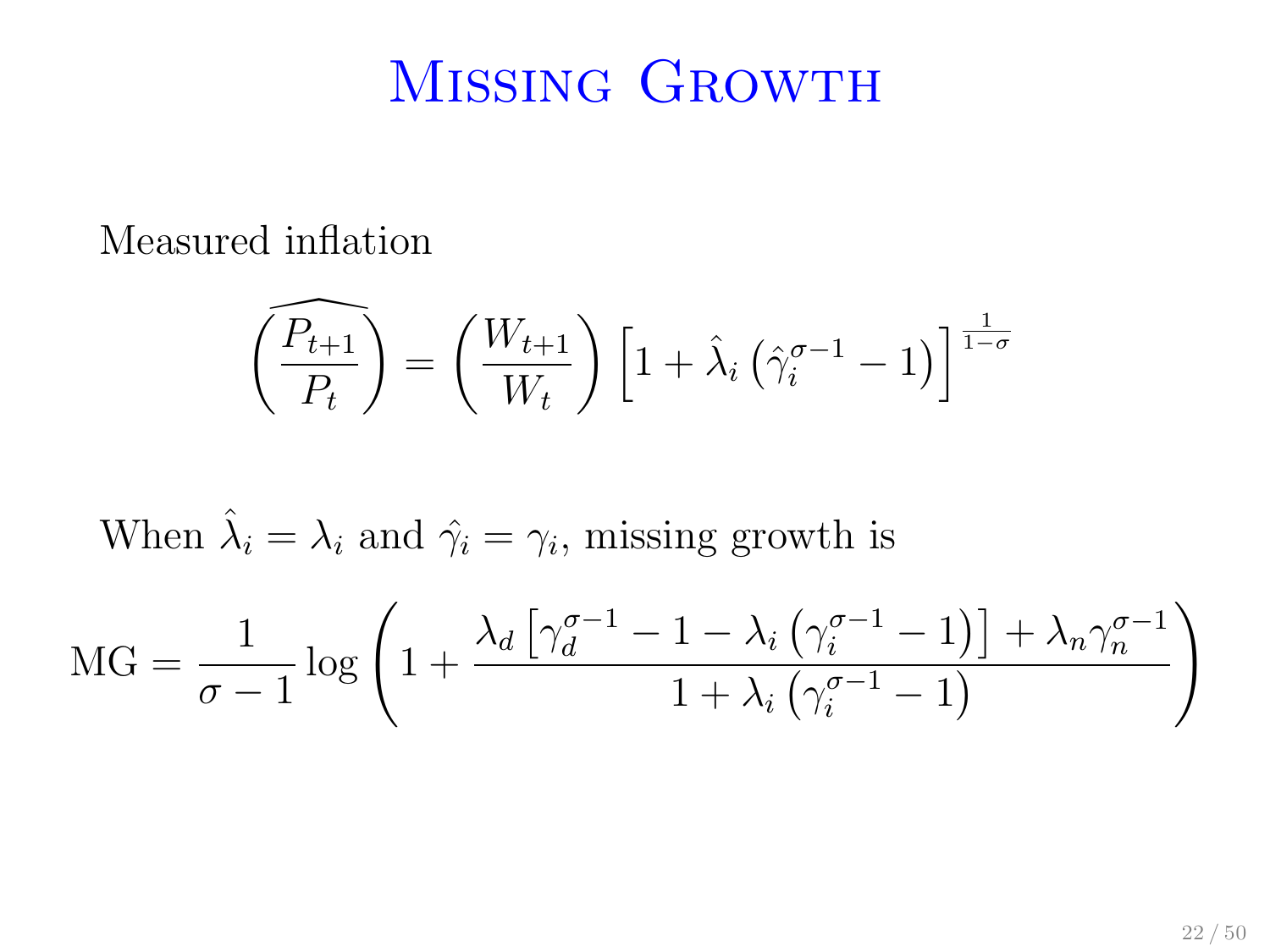# Missing Growth

Measured inflation

$$\widehat{\left(\frac{P_{t+1}}{P_t}\right)} = \left(\frac{W_{t+1}}{W_t}\right)\left[1 + \hat{\lambda}_i\left(\hat{\gamma}_i^{\sigma-1} - 1\right)\right]^{\frac{1}{1-\sigma}}$$

When $\hat{\lambda}_i = \lambda_i$ and $\hat{\gamma}_i = \gamma_i$, missing growth is

$$\text{MG} = \frac{1}{\sigma - 1}\log\left(1 + \frac{\lambda_d\left[\gamma_d^{\sigma-1} - 1 - \lambda_i\left(\gamma_i^{\sigma-1} - 1\right)\right] + \lambda_n\gamma_n^{\sigma-1}}{1 + \lambda_i\left(\gamma_i^{\sigma-1} - 1\right)}\right)$$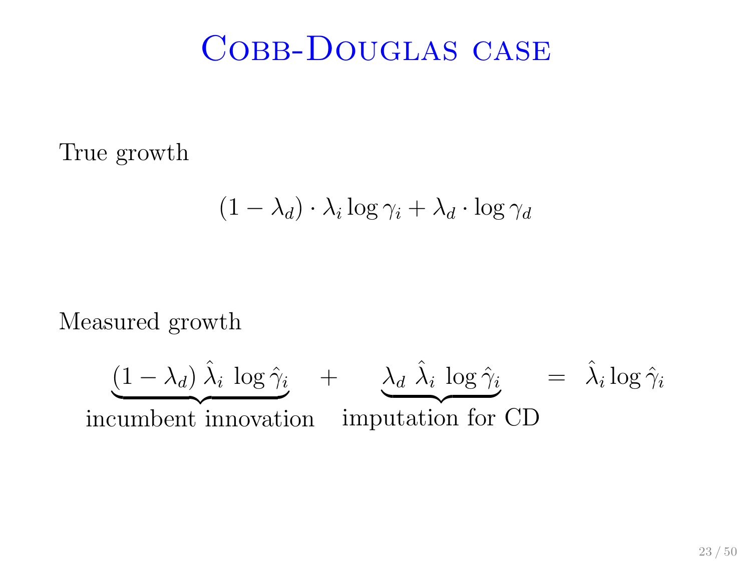# Cobb-Douglas case

True growth

$$(1 - \lambda_d) \cdot \lambda_i \log \gamma_i + \lambda_d \cdot \log \gamma_d$$

Measured growth

$$\underbrace{(1 - \lambda_d)\, \hat{\lambda}_i \ \log \hat{\gamma}_i}_{\text{incumbent innovation}} \quad + \quad \underbrace{\lambda_d \ \hat{\lambda}_i \ \log \hat{\gamma}_i}_{\text{imputation for CD}} \quad = \quad \hat{\lambda}_i \log \hat{\gamma}_i$$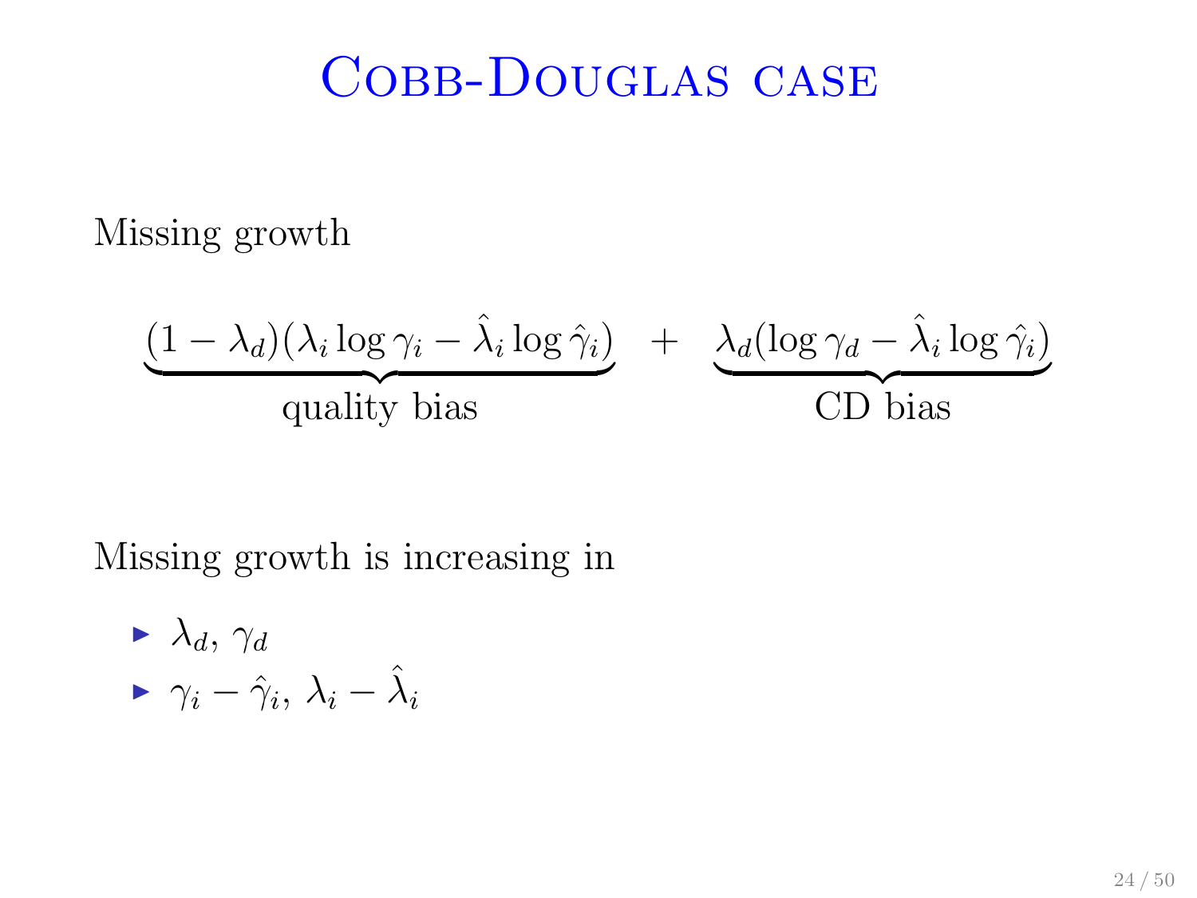# Cobb-Douglas case

Missing growth

$$\underbrace{(1-\lambda_d)(\lambda_i \log \gamma_i - \hat{\lambda}_i \log \hat{\gamma}_i)}_{\text{quality bias}} \quad + \quad \underbrace{\lambda_d(\log \gamma_d - \hat{\lambda}_i \log \hat{\gamma}_i)}_{\text{CD bias}}$$

Missing growth is increasing in

- $\lambda_d$, $\gamma_d$
- $\gamma_i - \hat{\gamma}_i$, $\lambda_i - \hat{\lambda}_i$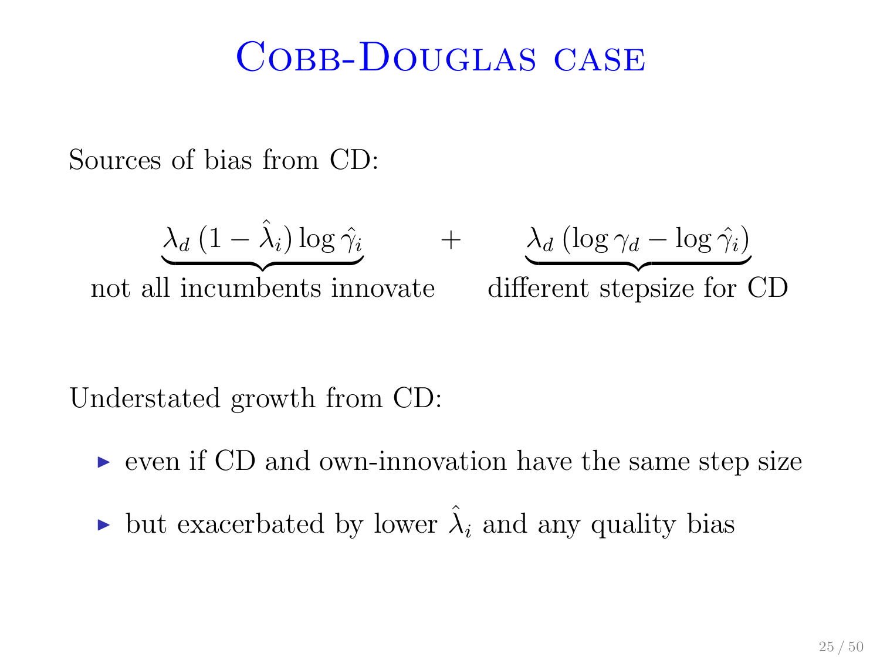# Cobb-Douglas case

Sources of bias from CD:

$$\underbrace{\lambda_d \, (1 - \hat{\lambda}_i) \log \hat{\gamma}_i}_{\text{not all incumbents innovate}} \qquad + \qquad \underbrace{\lambda_d \, (\log \gamma_d - \log \hat{\gamma}_i)}_{\text{different stepsize for CD}}$$

Understated growth from CD:

- even if CD and own-innovation have the same step size
- but exacerbated by lower $\hat{\lambda}_i$ and any quality bias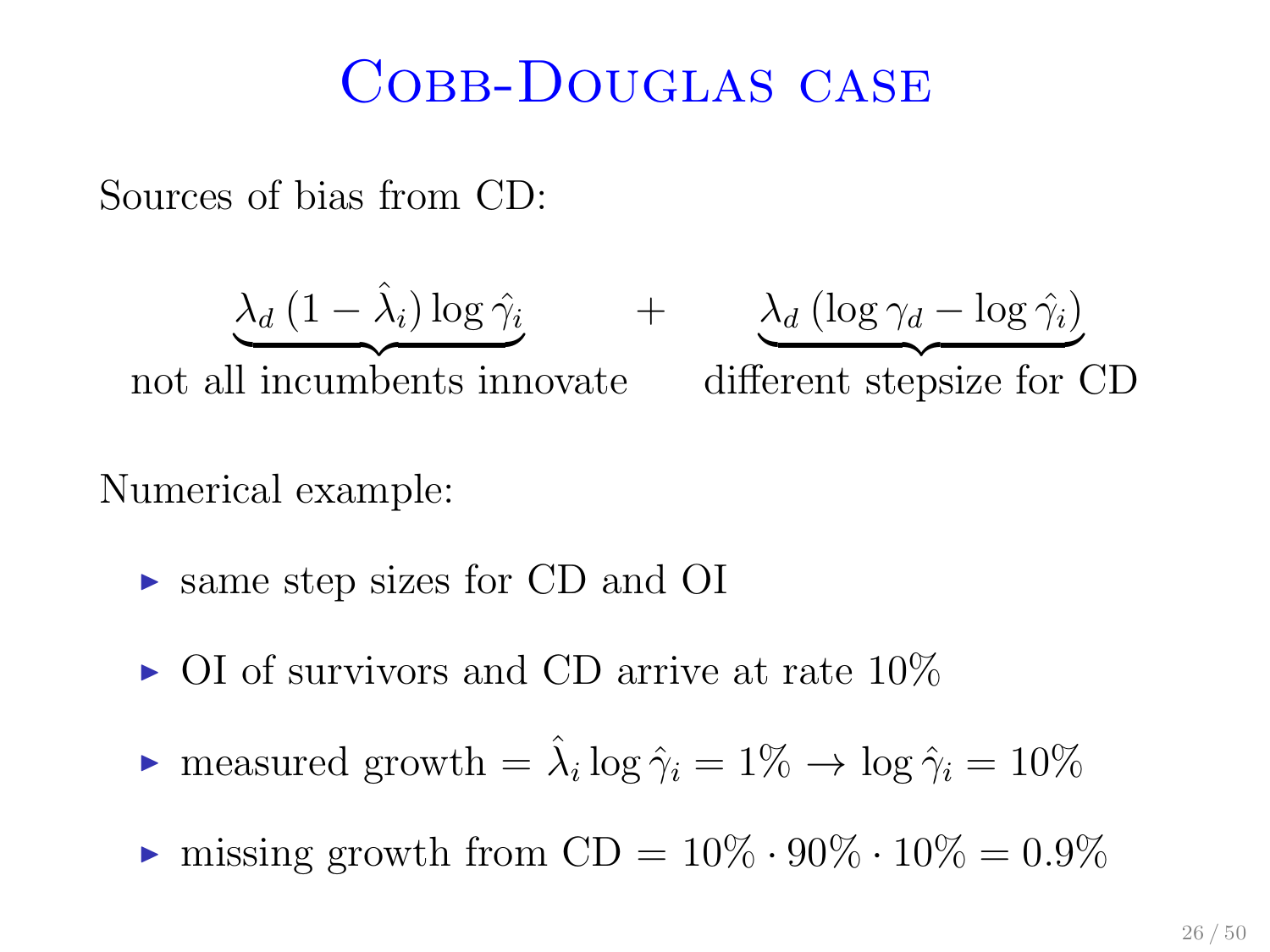# Cobb-Douglas case

Sources of bias from CD:

$$\underbrace{\lambda_d \, (1 - \hat{\lambda}_i) \log \hat{\gamma}_i}_{\text{not all incumbents innovate}} \qquad + \qquad \underbrace{\lambda_d \, (\log \gamma_d - \log \hat{\gamma}_i)}_{\text{different stepsize for CD}}$$

Numerical example:

- same step sizes for CD and OI
- OI of survivors and CD arrive at rate 10%
- measured growth $= \hat{\lambda}_i \log \hat{\gamma}_i = 1\% \rightarrow \log \hat{\gamma}_i = 10\%$
- missing growth from CD $= 10\% \cdot 90\% \cdot 10\% = 0.9\%$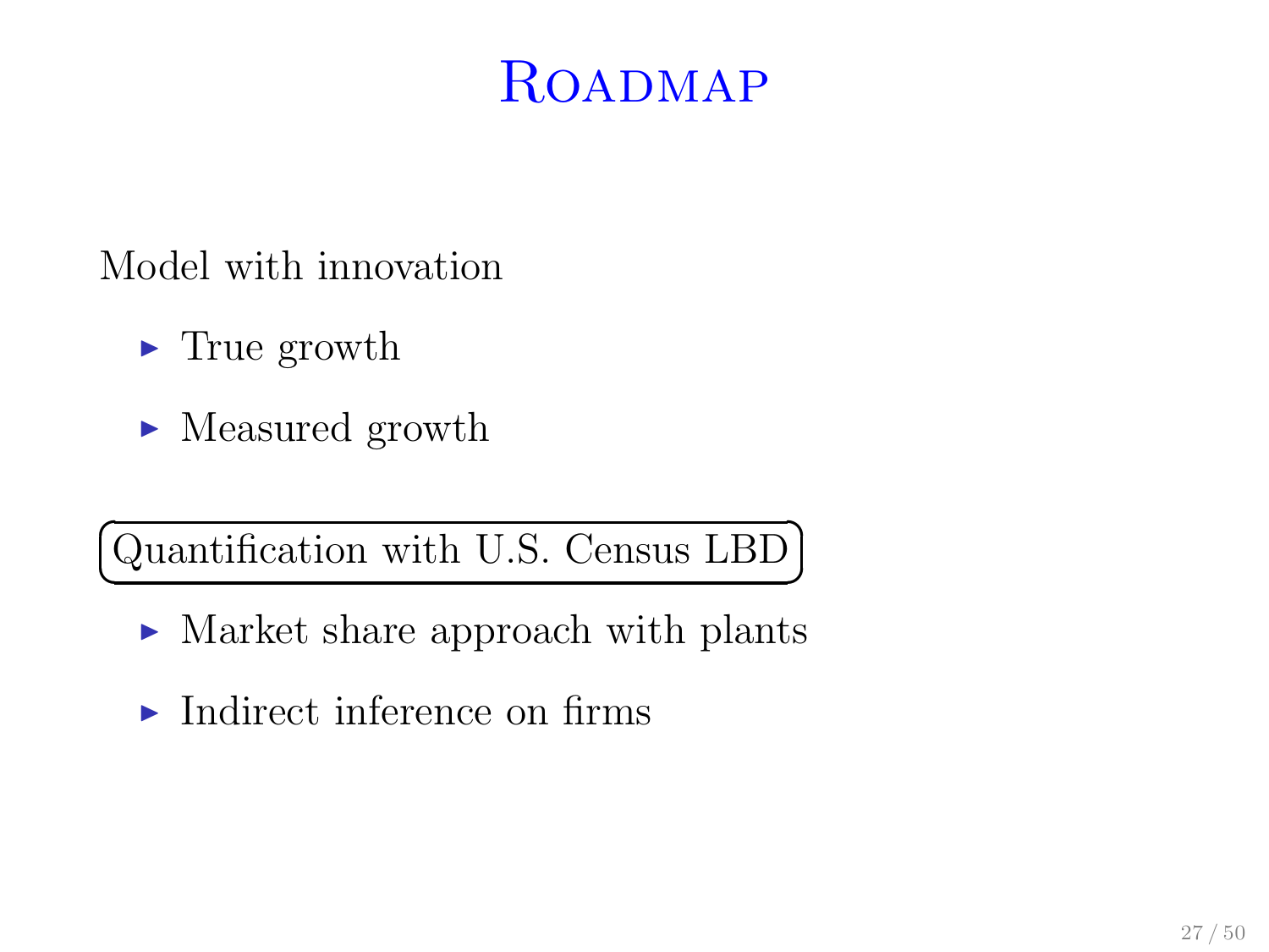# Roadmap

Model with innovation

- True growth
- Measured growth

**Quantification with U.S. Census LBD**

- Market share approach with plants
- Indirect inference on firms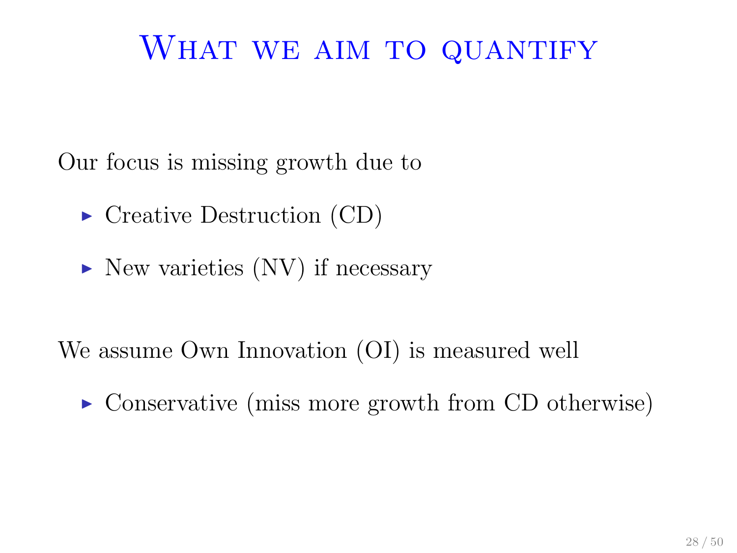# What we aim to quantify

Our focus is missing growth due to

- Creative Destruction (CD)
- New varieties (NV) if necessary

We assume Own Innovation (OI) is measured well

- Conservative (miss more growth from CD otherwise)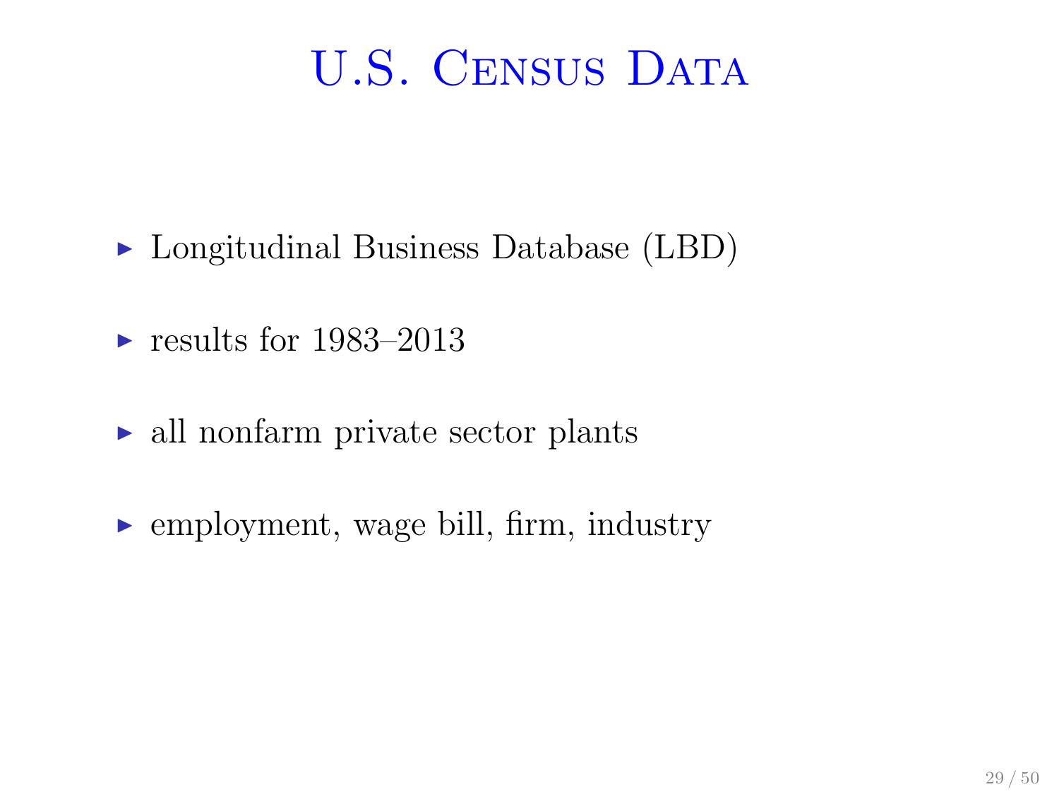# U.S. Census Data

- Longitudinal Business Database (LBD)
- results for 1983–2013
- all nonfarm private sector plants
- employment, wage bill, firm, industry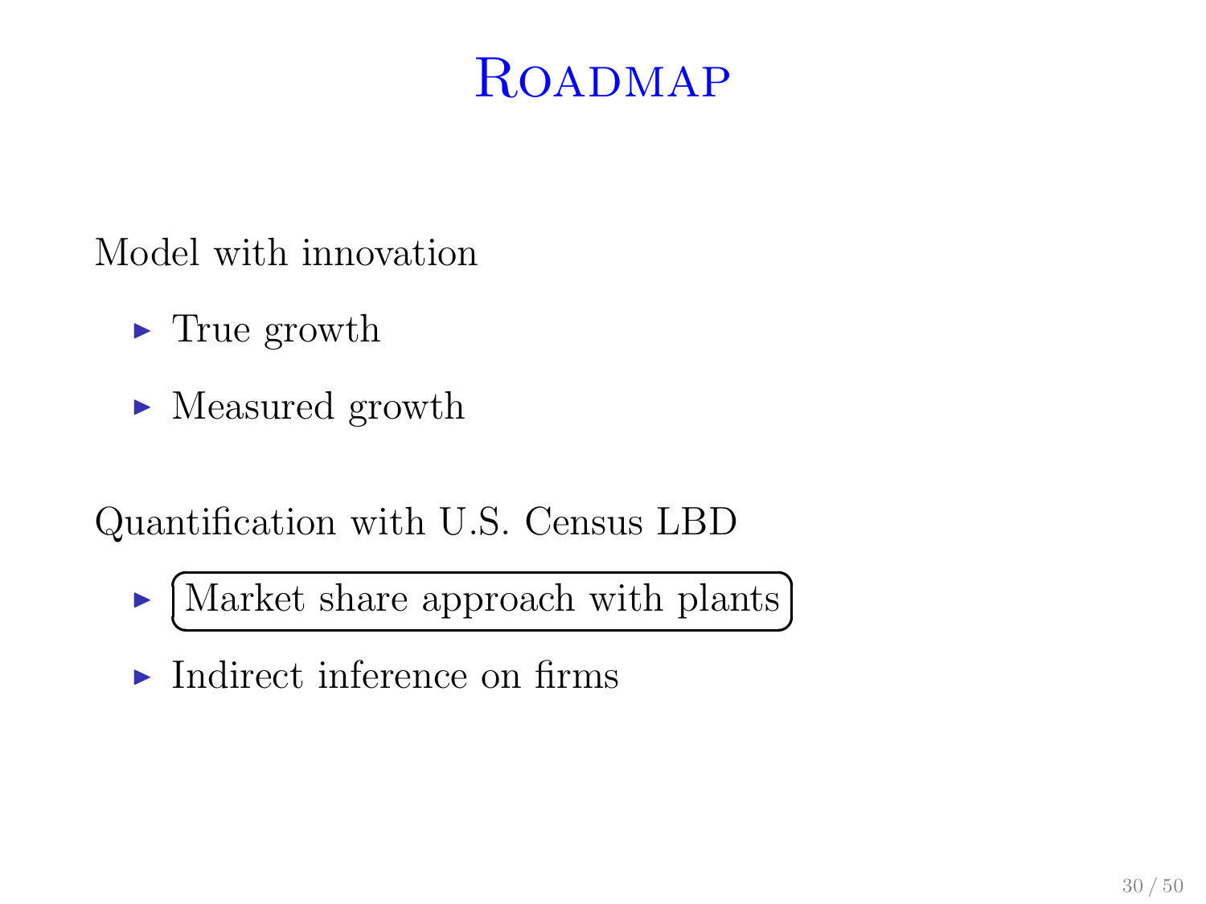# Roadmap

Model with innovation

- True growth
- Measured growth

Quantification with U.S. Census LBD

- Market share approach with plants
- Indirect inference on firms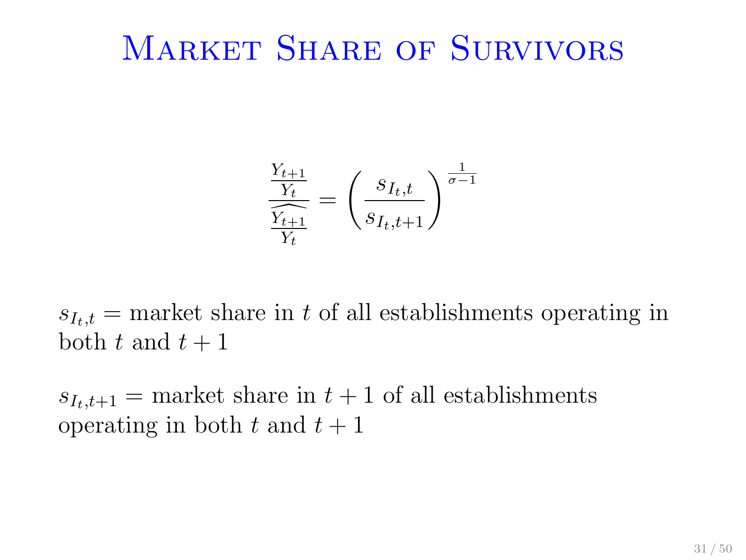# Market Share of Survivors

$$\frac{\frac{Y_{t+1}}{Y_t}}{\widehat{\frac{Y_{t+1}}{Y_t}}} = \left( \frac{s_{I_t,t}}{s_{I_t,t+1}} \right)^{\frac{1}{\sigma-1}}$$

$s_{I_t,t}$ = market share in $t$ of all establishments operating in both $t$ and $t+1$

$s_{I_t,t+1}$ = market share in $t+1$ of all establishments operating in both $t$ and $t+1$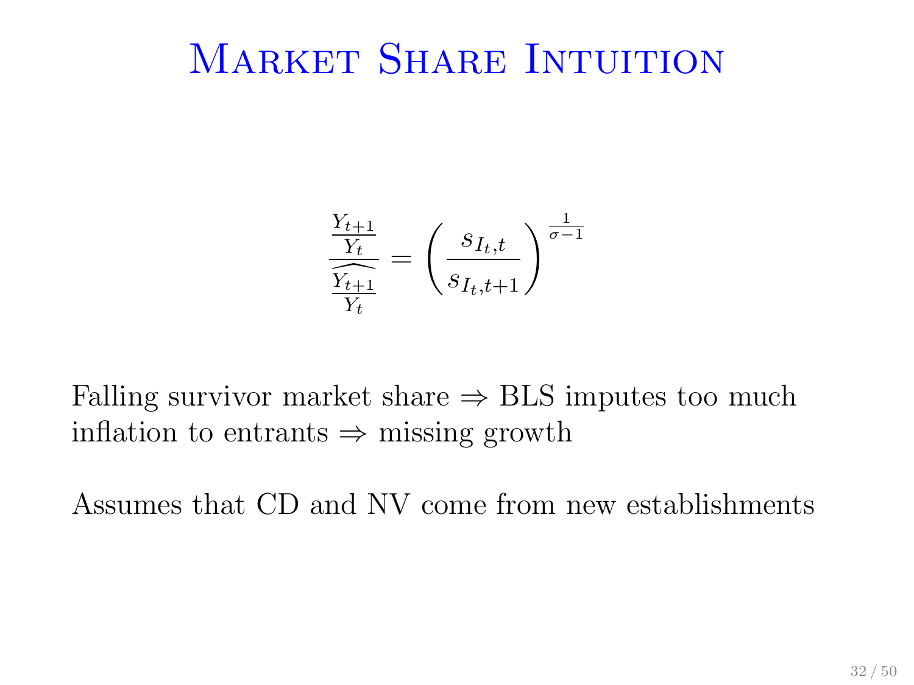# Market Share Intuition

$$\frac{\frac{Y_{t+1}}{Y_t}}{\widehat{\frac{Y_{t+1}}{Y_t}}} = \left( \frac{s_{I_t,t}}{s_{I_t,t+1}} \right)^{\frac{1}{\sigma-1}}$$

Falling survivor market share ⇒ BLS imputes too much inflation to entrants ⇒ missing growth

Assumes that CD and NV come from new establishments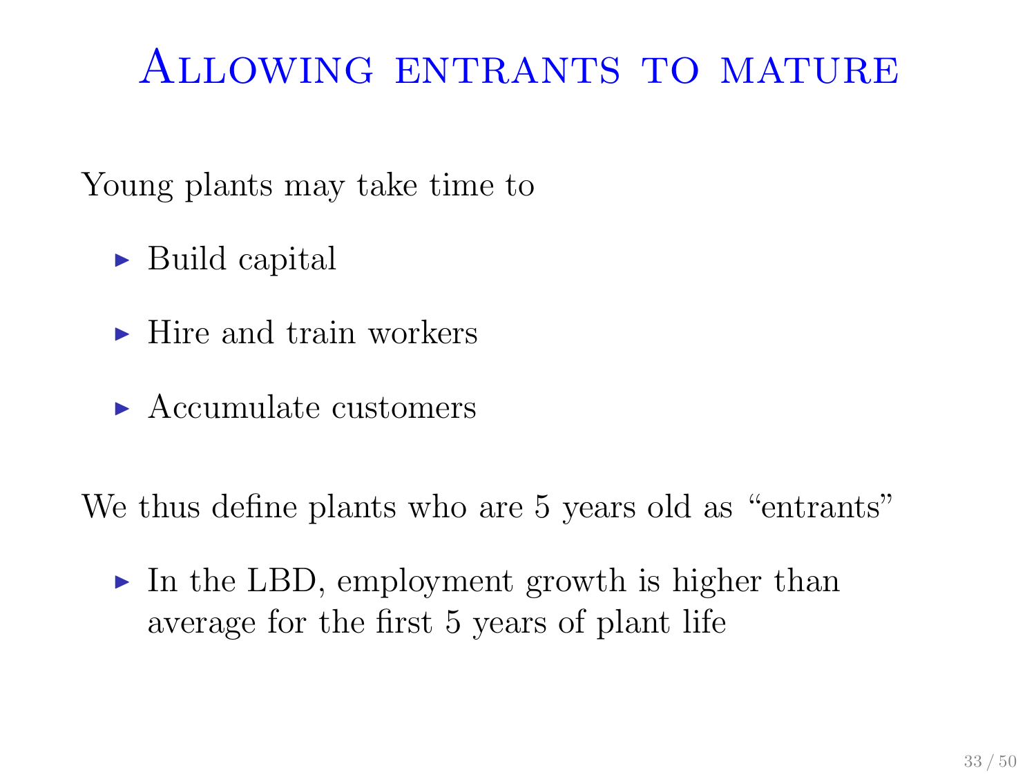# Allowing entrants to mature

Young plants may take time to

- Build capital
- Hire and train workers
- Accumulate customers

We thus define plants who are 5 years old as "entrants"

- In the LBD, employment growth is higher than average for the first 5 years of plant life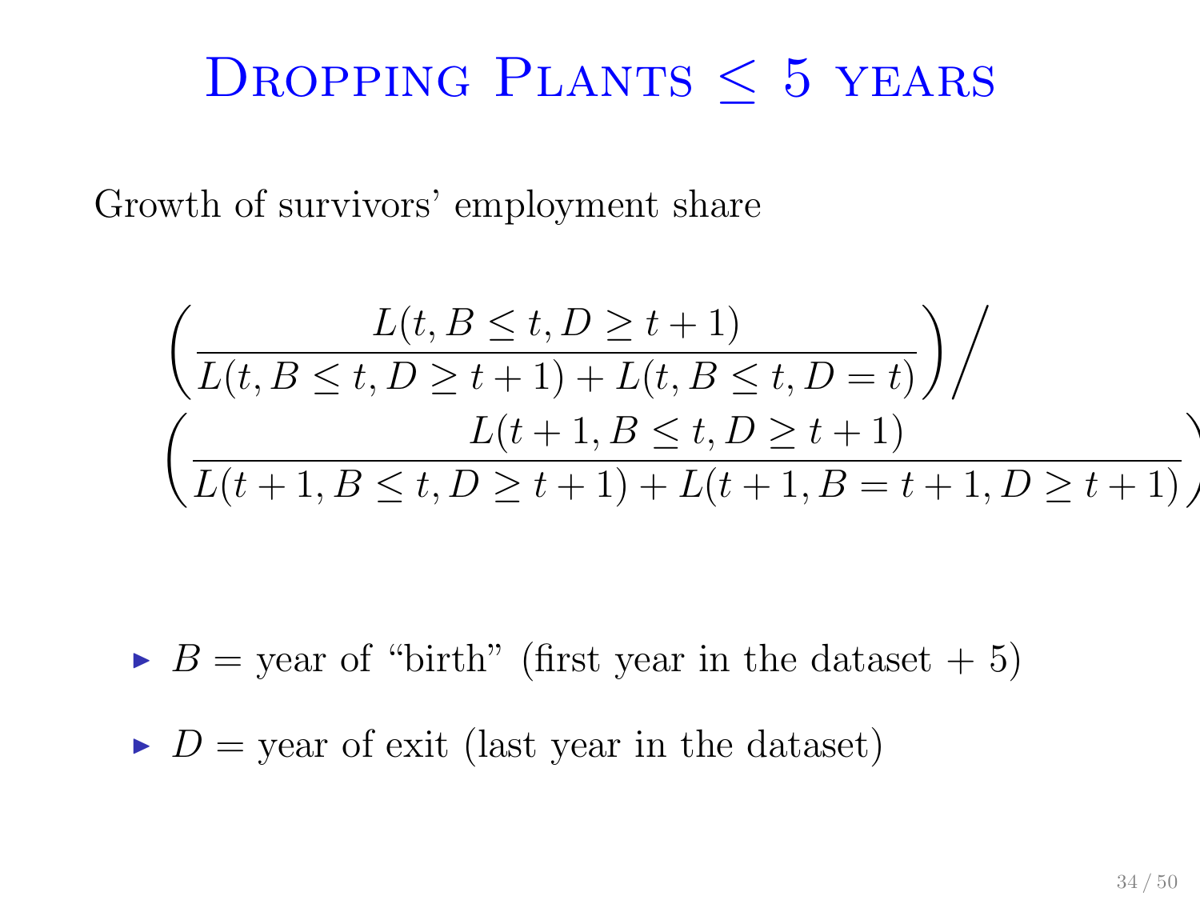# Dropping Plants ≤ 5 years

Growth of survivors' employment share

$$
\left(\frac{L(t, B \leq t, D \geq t+1)}{L(t, B \leq t, D \geq t+1) + L(t, B \leq t, D = t)}\right) \Bigg/
\left(\frac{L(t+1, B \leq t, D \geq t+1)}{L(t+1, B \leq t, D \geq t+1) + L(t+1, B = t+1, D \geq t+1)}\right)
$$

- $B$ = year of "birth" (first year in the dataset + 5)
- $D$ = year of exit (last year in the dataset)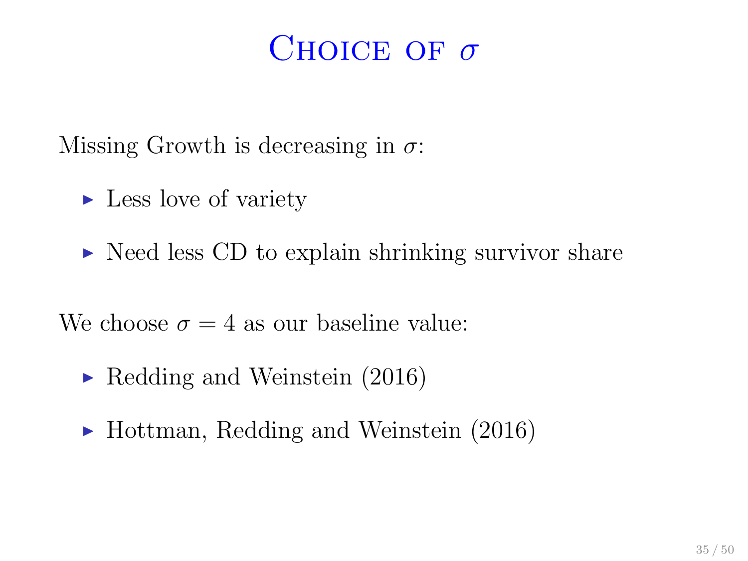# Choice of $\sigma$

Missing Growth is decreasing in $\sigma$:

- Less love of variety
- Need less CD to explain shrinking survivor share

We choose $\sigma = 4$ as our baseline value:

- Redding and Weinstein (2016)
- Hottman, Redding and Weinstein (2016)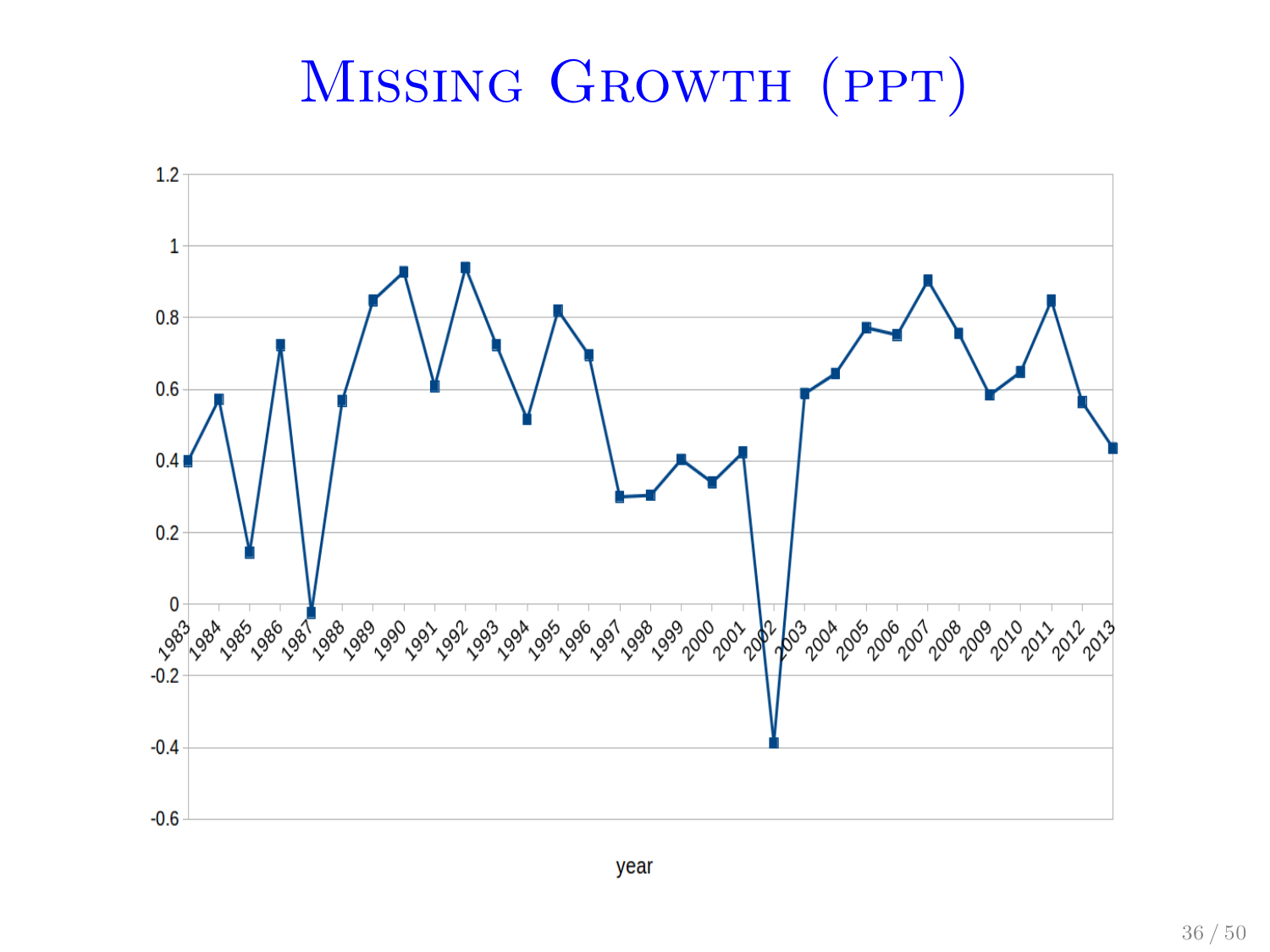# Missing Growth (ppt)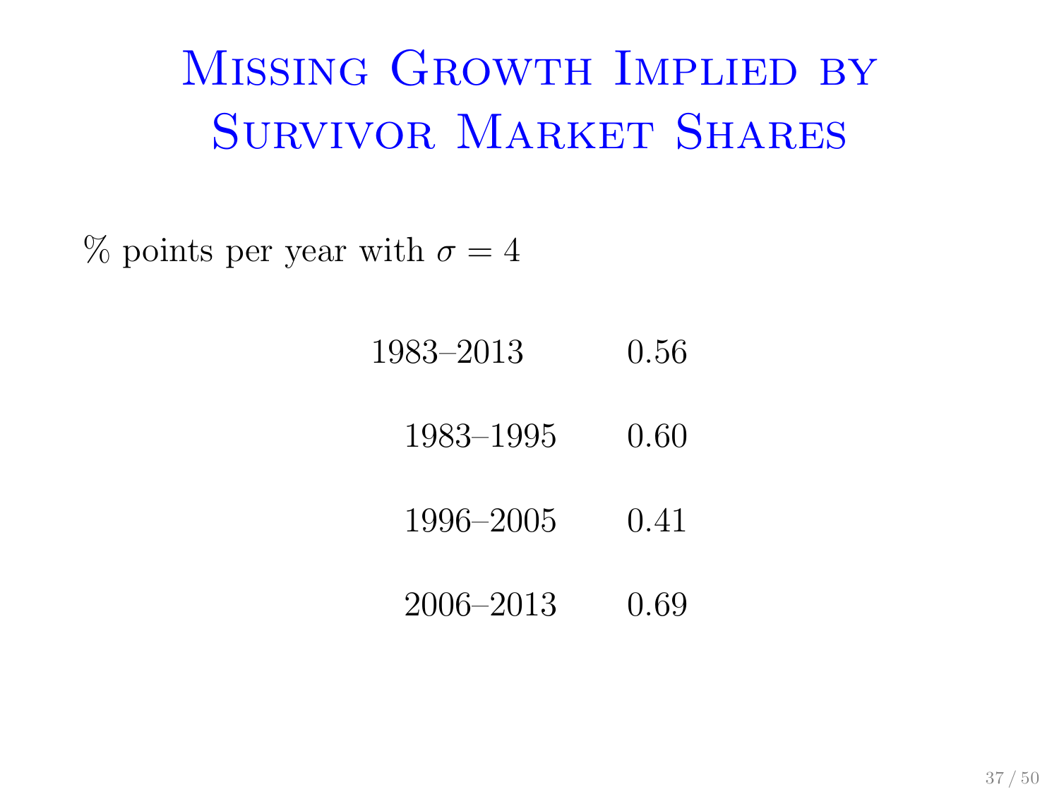# Missing Growth Implied by Survivor Market Shares

% points per year with $\sigma = 4$

| Period | |
|---|---|
| 1983–2013 | 0.56 |
| 1983–1995 | 0.60 |
| 1996–2005 | 0.41 |
| 2006–2013 | 0.69 |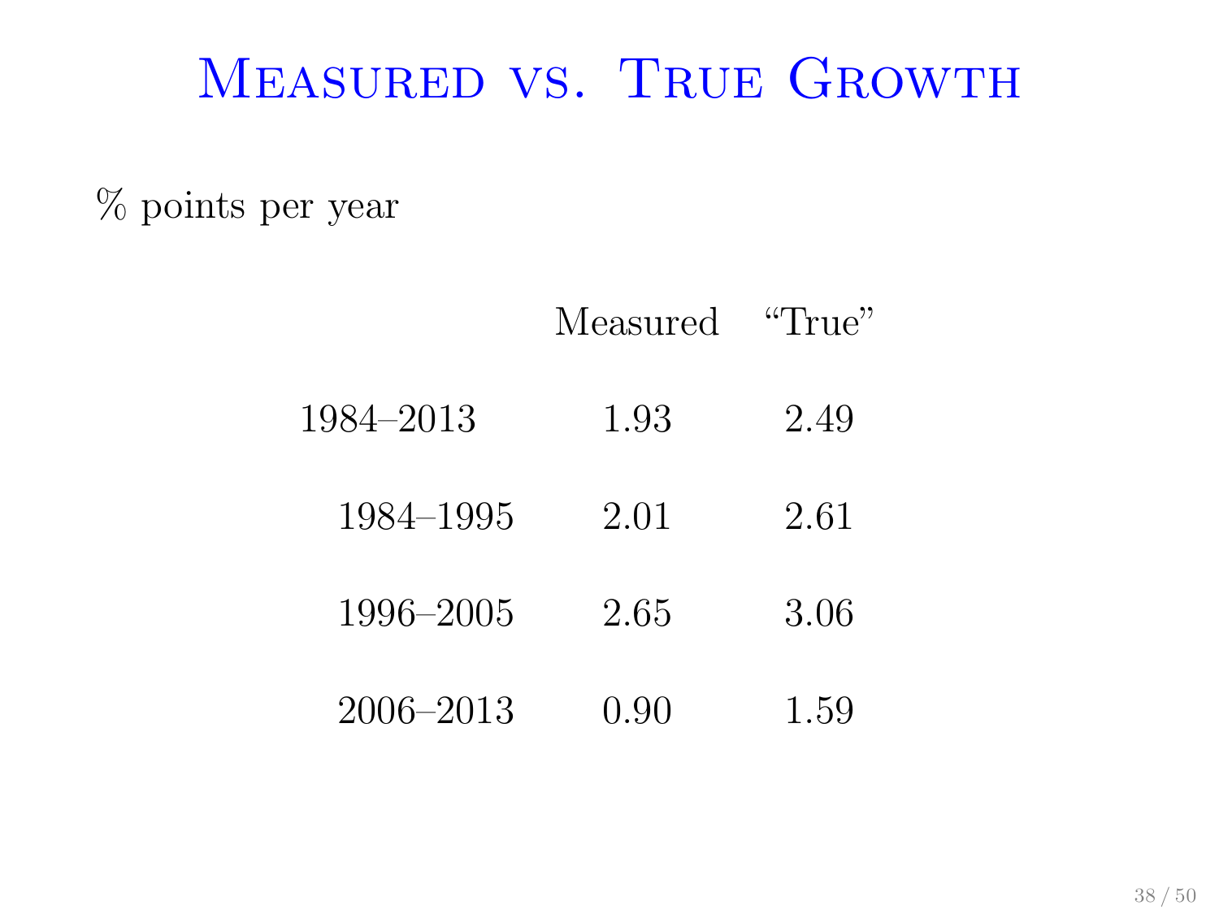# Measured vs. True Growth

% points per year

| | Measured | “True” |
|---|---|---|
| 1984–2013 | 1.93 | 2.49 |
| 1984–1995 | 2.01 | 2.61 |
| 1996–2005 | 2.65 | 3.06 |
| 2006–2013 | 0.90 | 1.59 |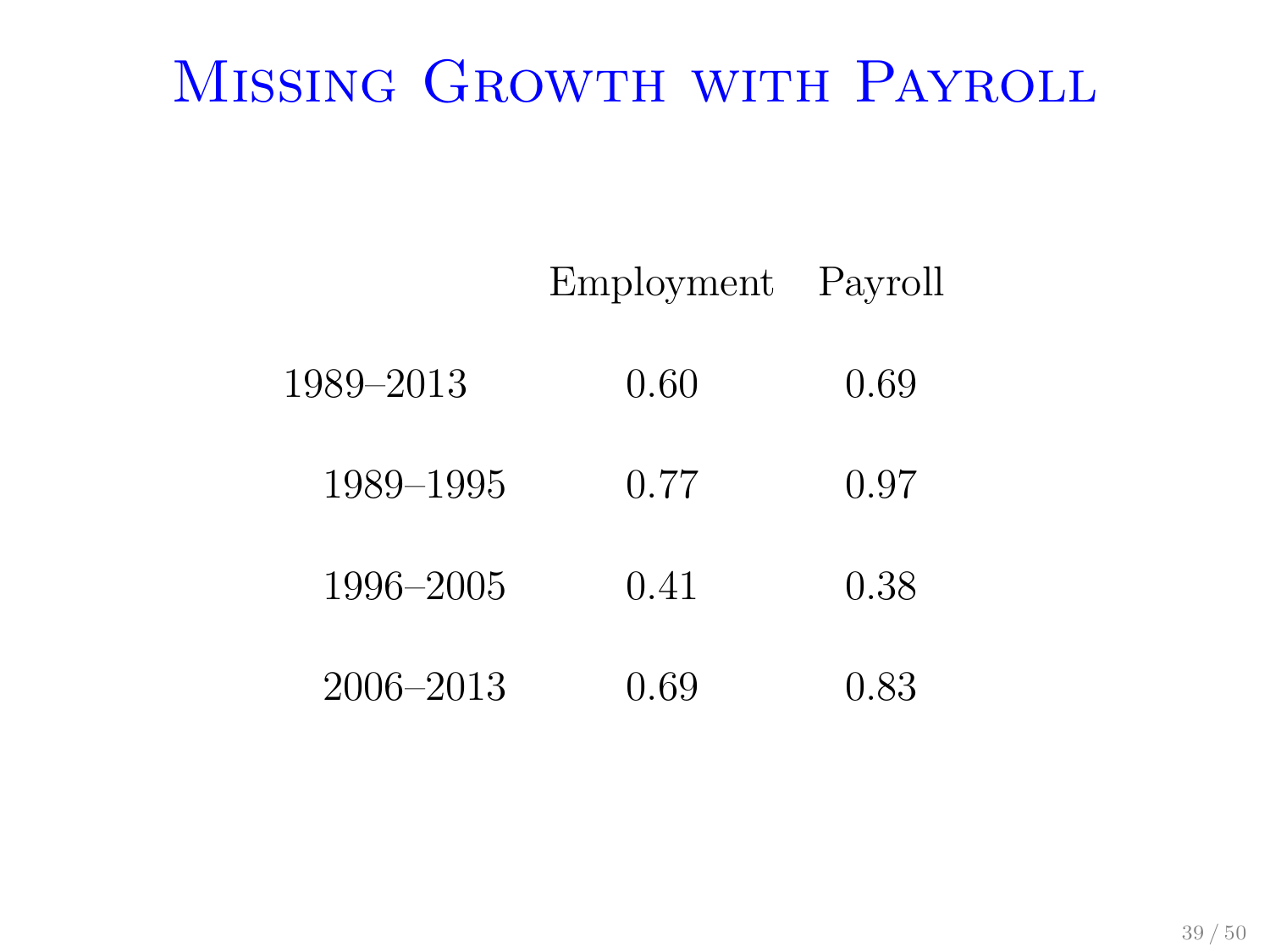# Missing Growth with Payroll

| | Employment | Payroll |
|---|---|---|
| 1989–2013 | 0.60 | 0.69 |
| 1989–1995 | 0.77 | 0.97 |
| 1996–2005 | 0.41 | 0.38 |
| 2006–2013 | 0.69 | 0.83 |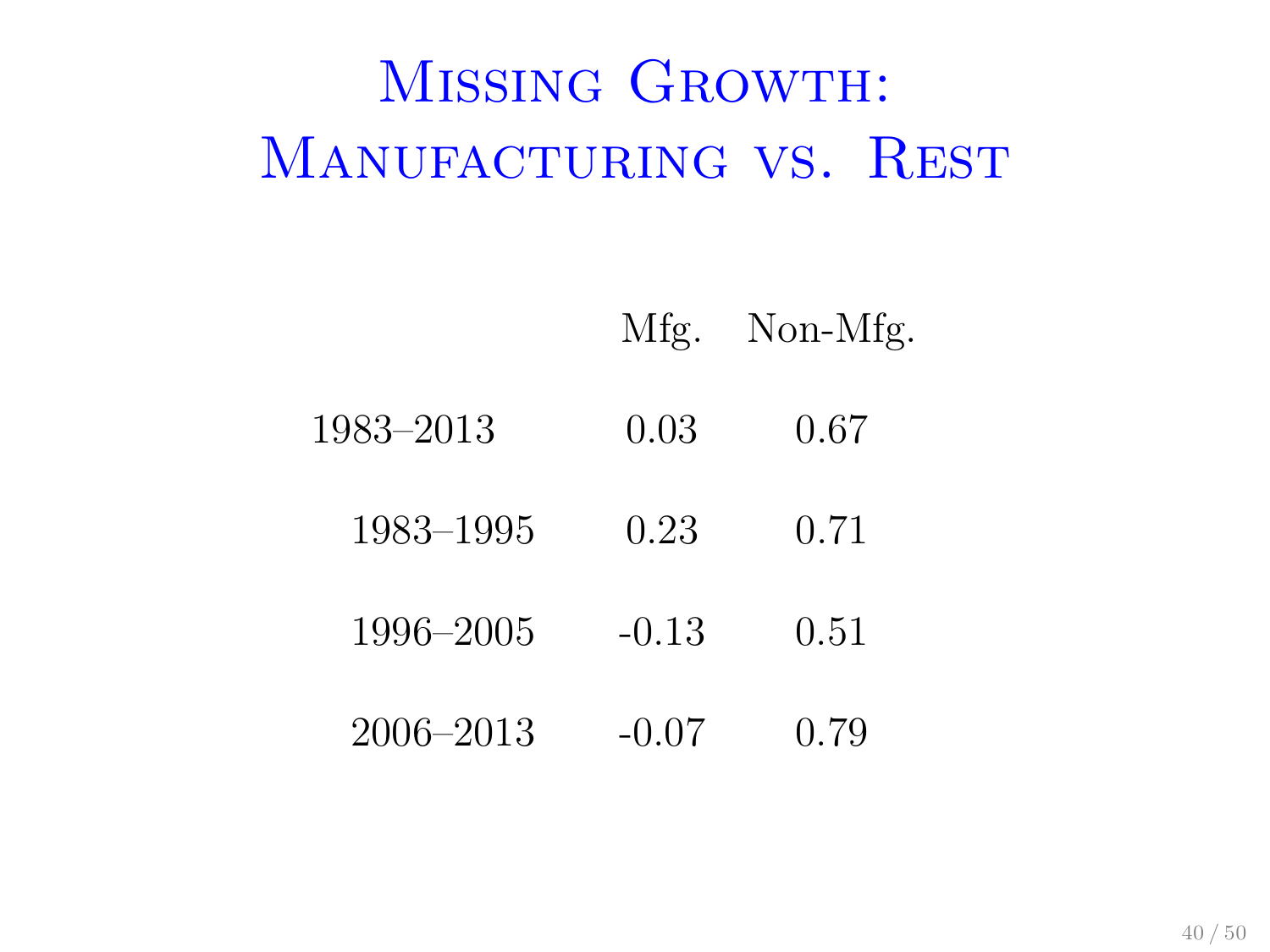# Missing Growth: Manufacturing vs. Rest

| | Mfg. | Non-Mfg. |
|---|---|---|
| 1983–2013 | 0.03 | 0.67 |
| 1983–1995 | 0.23 | 0.71 |
| 1996–2005 | -0.13 | 0.51 |
| 2006–2013 | -0.07 | 0.79 |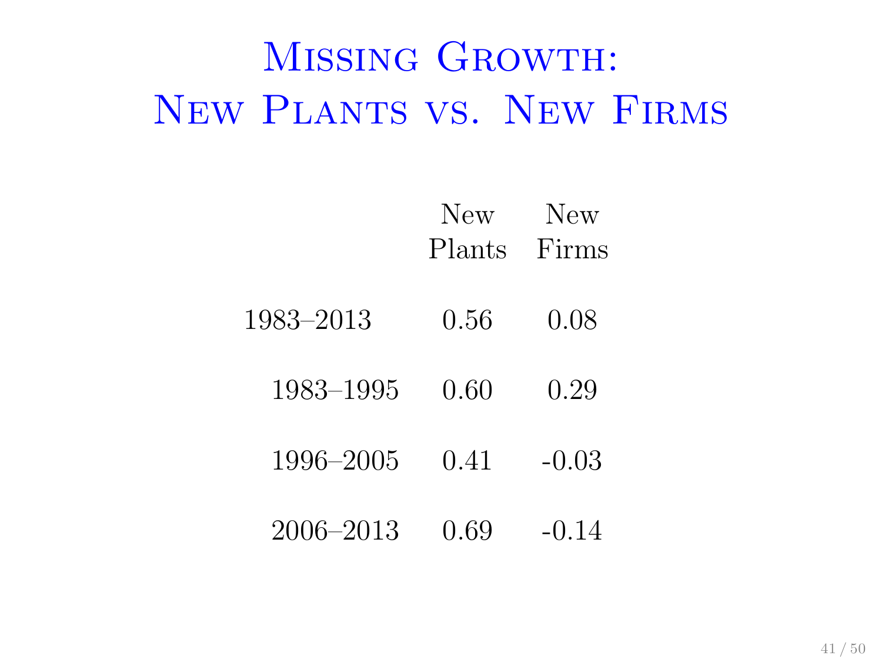# Missing Growth: New Plants vs. New Firms

| | New Plants | New Firms |
|---|---|---|
| 1983–2013 | 0.56 | 0.08 |
| 1983–1995 | 0.60 | 0.29 |
| 1996–2005 | 0.41 | -0.03 |
| 2006–2013 | 0.69 | -0.14 |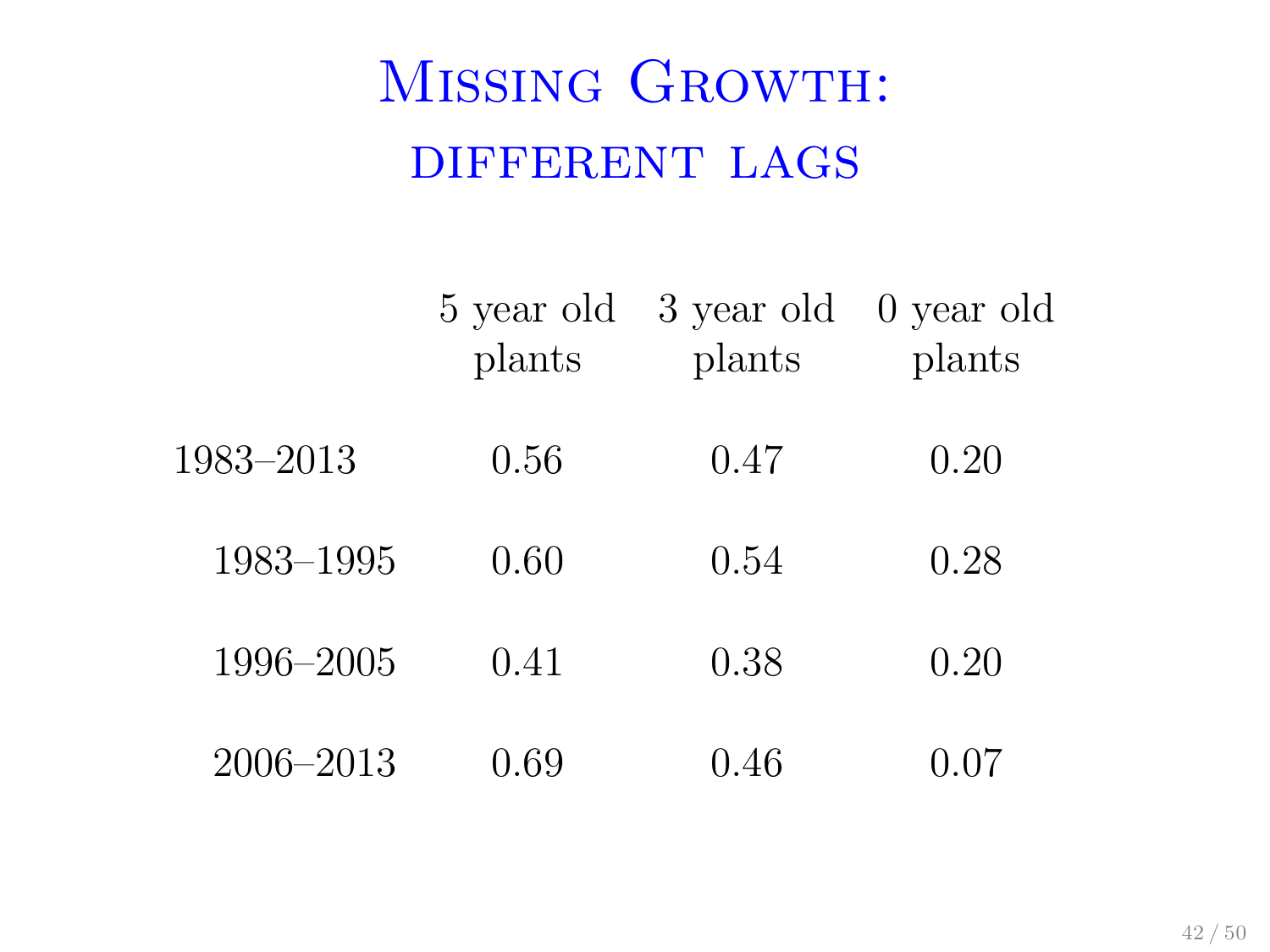# Missing Growth: different lags

| | 5 year old plants | 3 year old plants | 0 year old plants |
|---|---|---|---|
| 1983–2013 | 0.56 | 0.47 | 0.20 |
| 1983–1995 | 0.60 | 0.54 | 0.28 |
| 1996–2005 | 0.41 | 0.38 | 0.20 |
| 2006–2013 | 0.69 | 0.46 | 0.07 |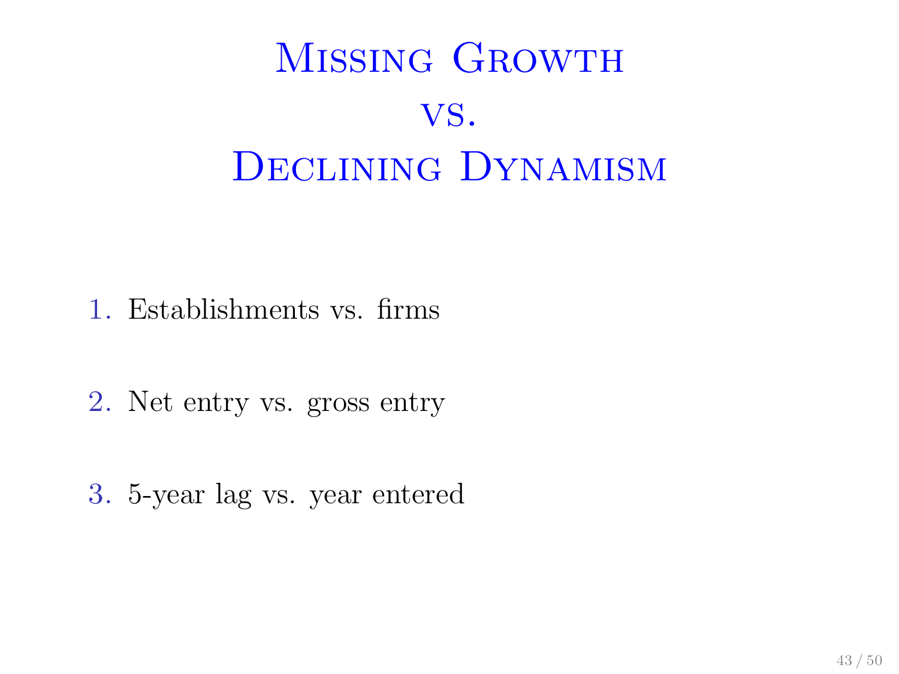# Missing Growth vs. Declining Dynamism

1. Establishments vs. firms

2. Net entry vs. gross entry

3. 5-year lag vs. year entered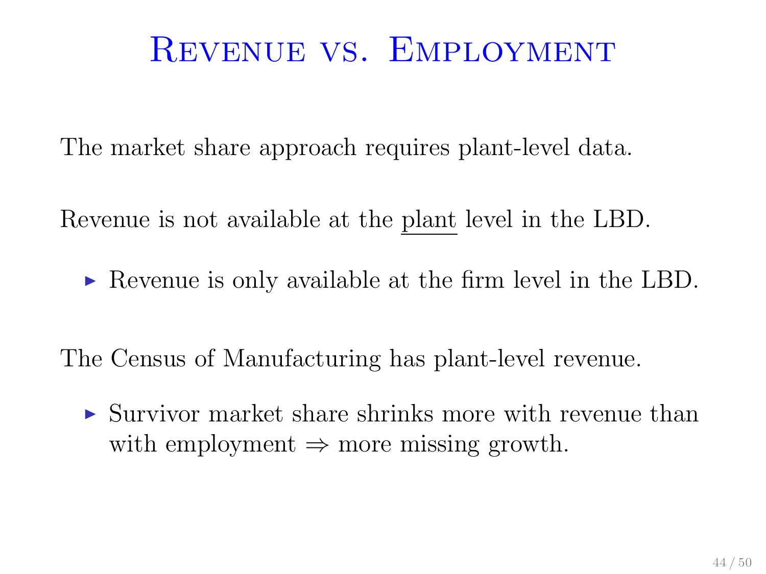# Revenue vs. Employment

The market share approach requires plant-level data.

Revenue is not available at the <u>plant</u> level in the LBD.

- Revenue is only available at the firm level in the LBD.

The Census of Manufacturing has plant-level revenue.

- Survivor market share shrinks more with revenue than with employment $\Rightarrow$ more missing growth.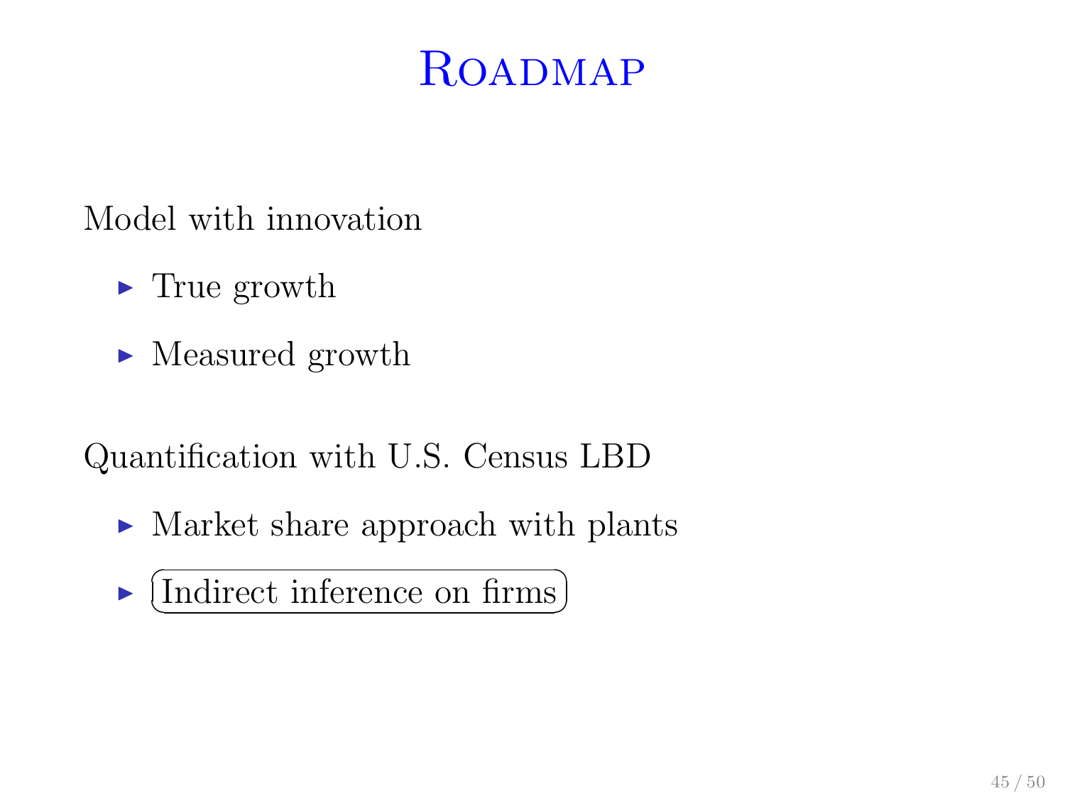# Roadmap

Model with innovation

- True growth
- Measured growth

Quantification with U.S. Census LBD

- Market share approach with plants
- Indirect inference on firms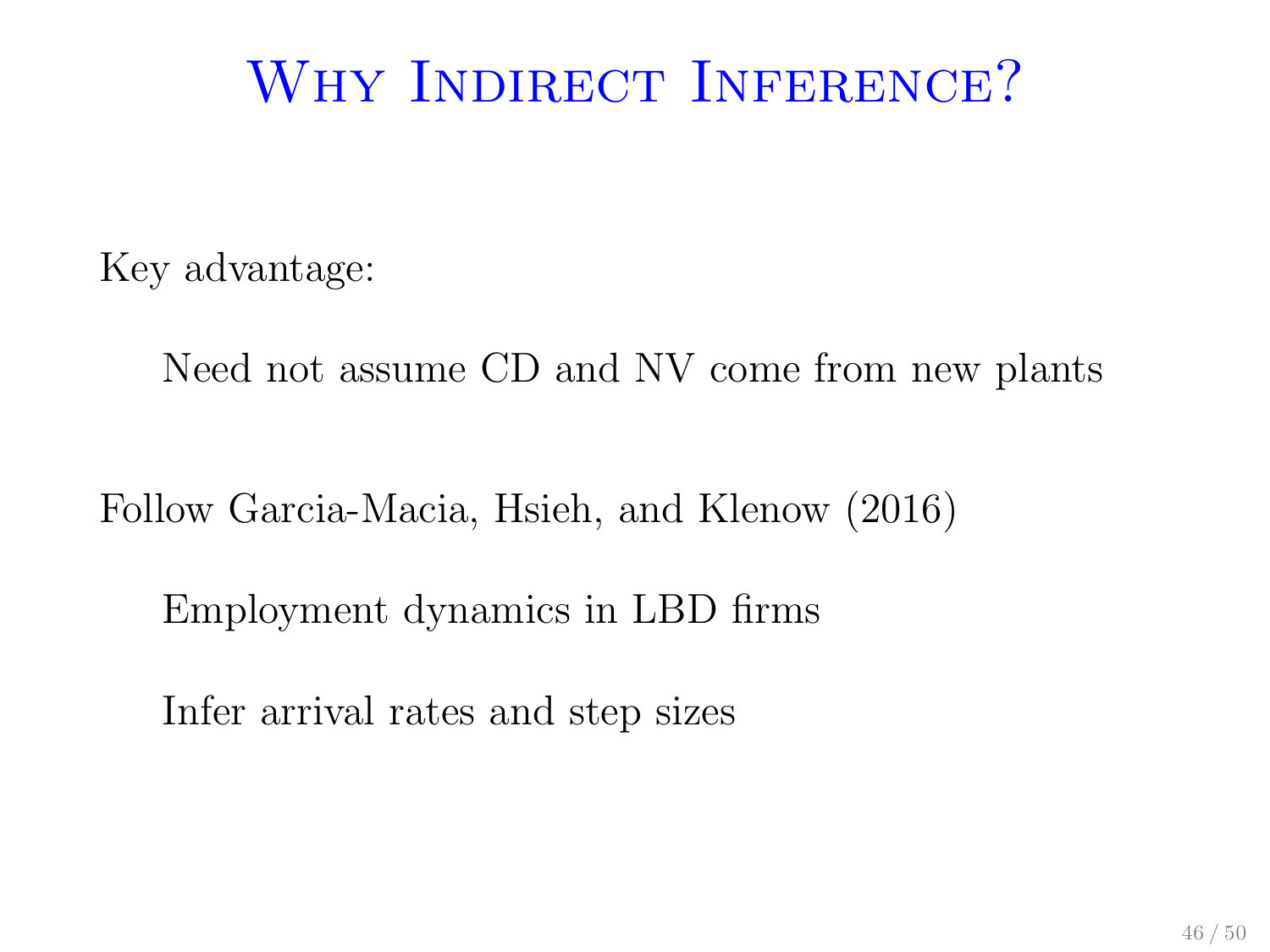# Why Indirect Inference?

Key advantage:

Need not assume CD and NV come from new plants

Follow Garcia-Macia, Hsieh, and Klenow (2016)

Employment dynamics in LBD firms

Infer arrival rates and step sizes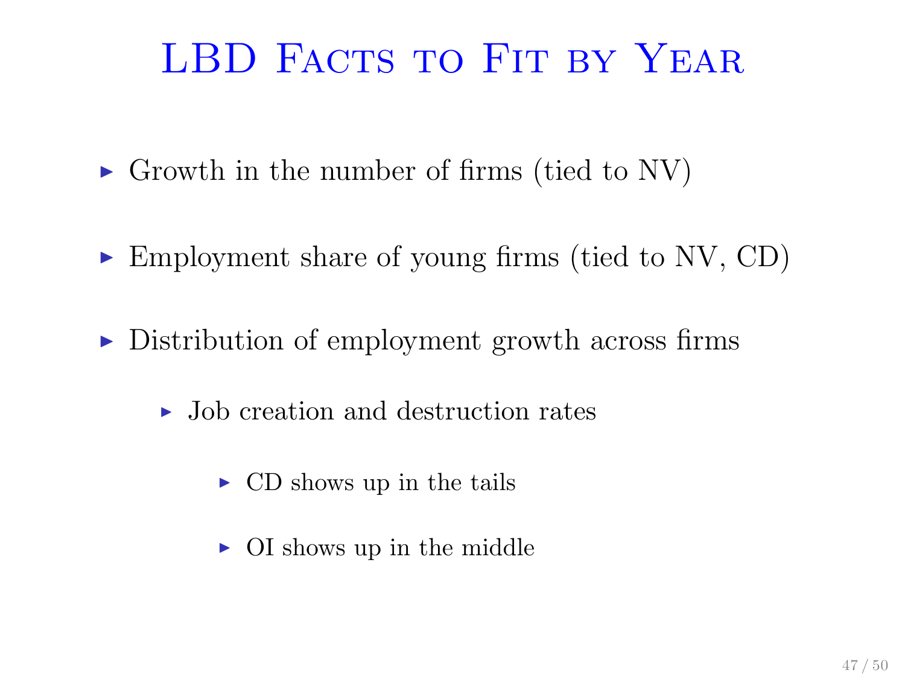# LBD Facts to Fit by Year

- Growth in the number of firms (tied to NV)
- Employment share of young firms (tied to NV, CD)
- Distribution of employment growth across firms
  - Job creation and destruction rates
    - CD shows up in the tails
    - OI shows up in the middle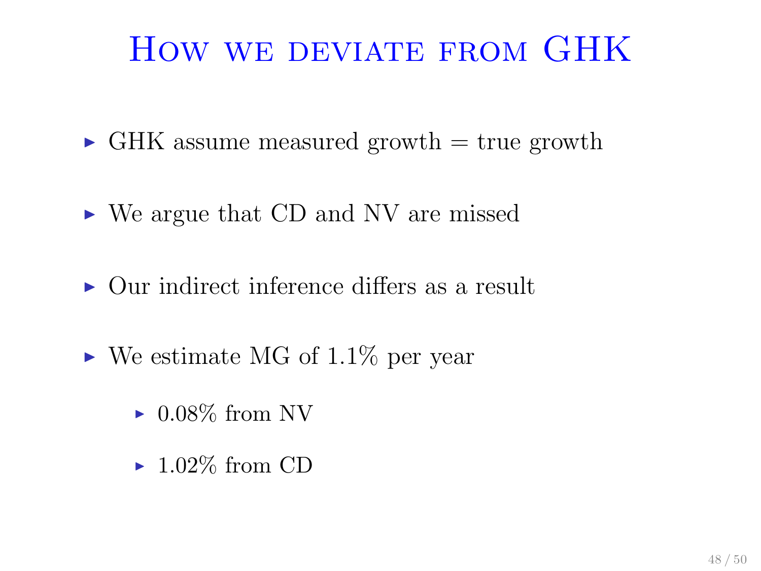# How we deviate from GHK

- GHK assume measured growth = true growth
- We argue that CD and NV are missed
- Our indirect inference differs as a result
- We estimate MG of 1.1% per year
  - 0.08% from NV
  - 1.02% from CD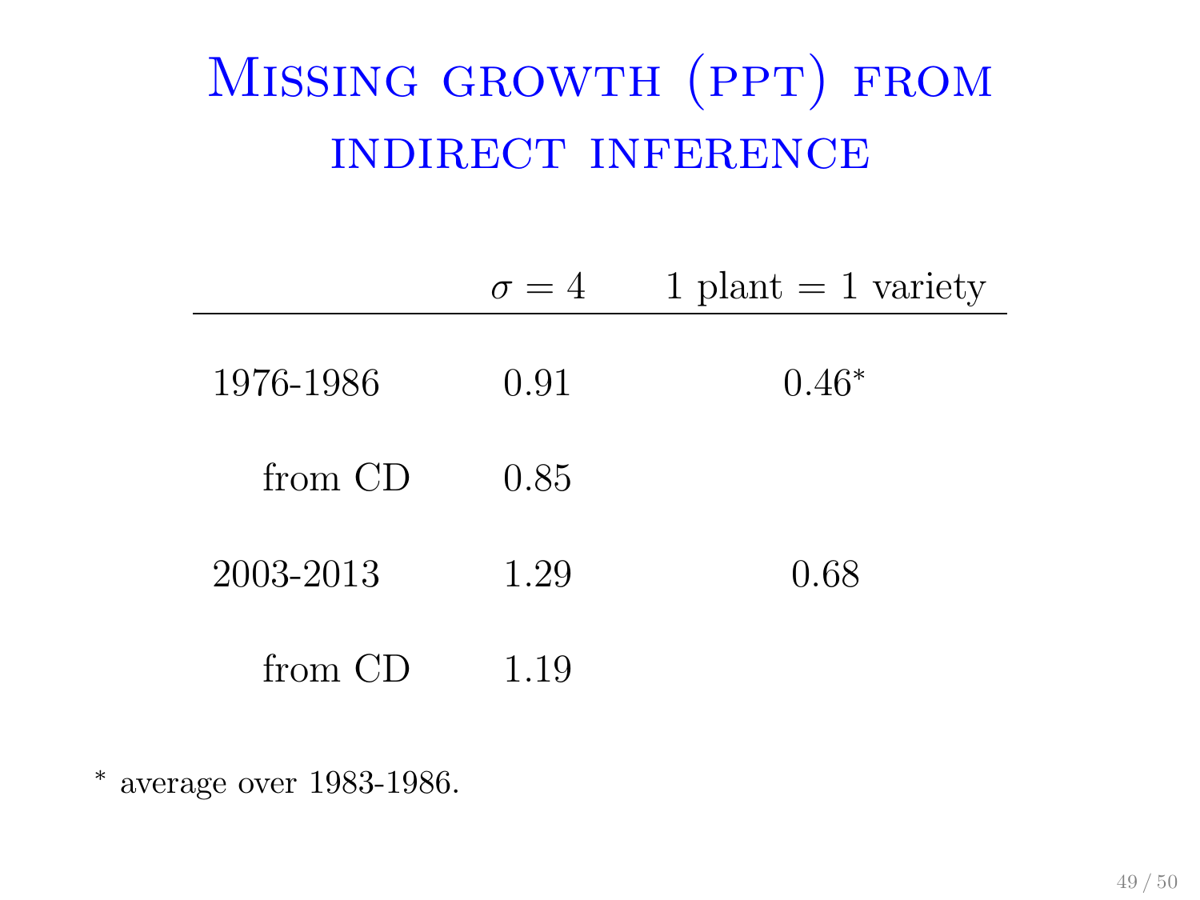# Missing growth (ppt) from indirect inference

| | $\sigma = 4$ | 1 plant = 1 variety |
|---|---|---|
| 1976-1986 | 0.91 | 0.46* |
| from CD | 0.85 | |
| 2003-2013 | 1.29 | 0.68 |
| from CD | 1.19 | |

* average over 1983-1986.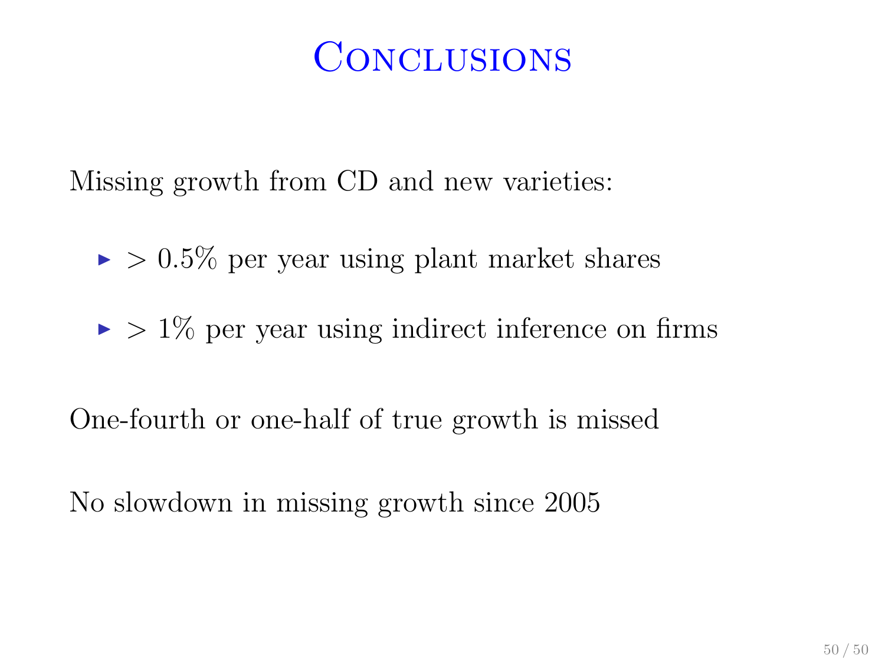# Conclusions

Missing growth from CD and new varieties:

- $> 0.5\%$ per year using plant market shares
- $> 1\%$ per year using indirect inference on firms

One-fourth or one-half of true growth is missed

No slowdown in missing growth since 2005